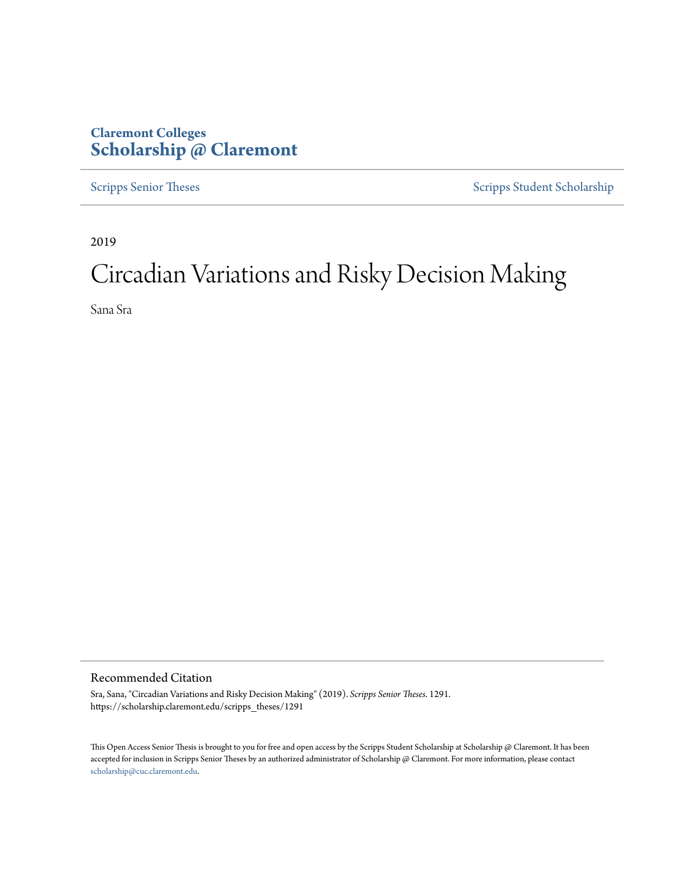**Claremont Colleges**
**Scholarship @ Claremont**

Scripps Senior Theses | Scripps Student Scholarship

2019

# Circadian Variations and Risky Decision Making

Sana Sra

## Recommended Citation

Sra, Sana, "Circadian Variations and Risky Decision Making" (2019). *Scripps Senior Theses*. 1291.
https://scholarship.claremont.edu/scripps_theses/1291

This Open Access Senior Thesis is brought to you for free and open access by the Scripps Student Scholarship at Scholarship @ Claremont. It has been accepted for inclusion in Scripps Senior Theses by an authorized administrator of Scholarship @ Claremont. For more information, please contact scholarship@cuc.claremont.edu.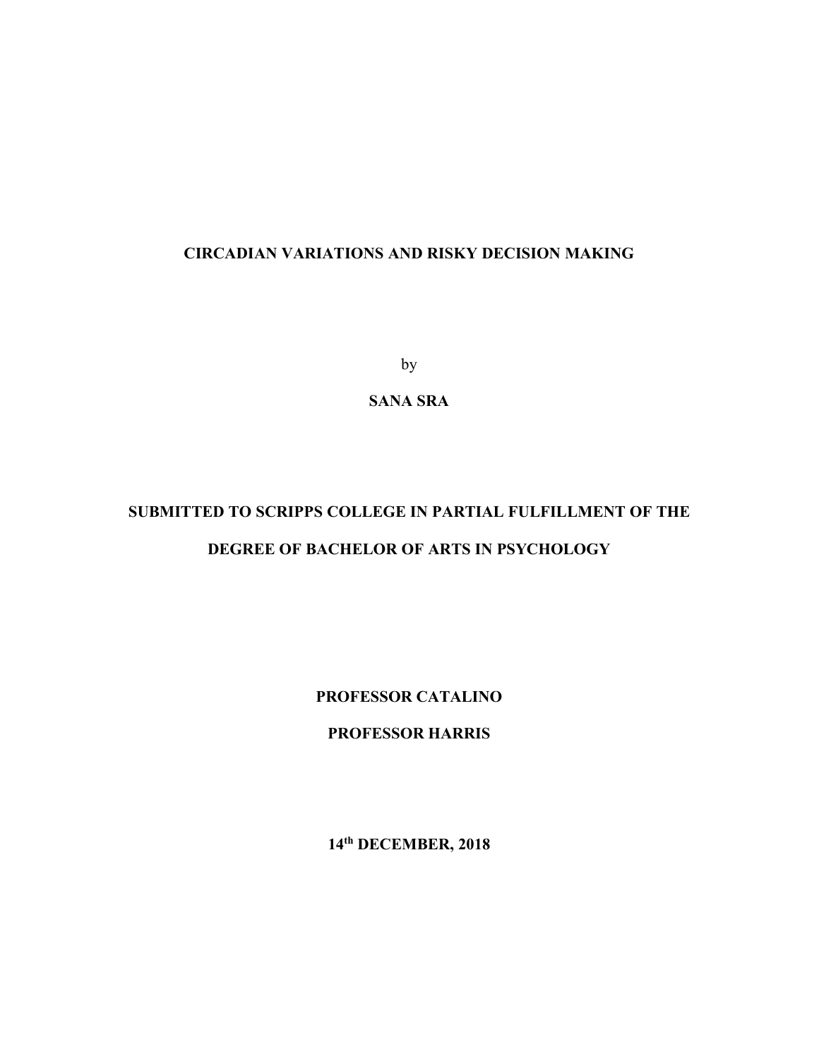**CIRCADIAN VARIATIONS AND RISKY DECISION MAKING**

by

**SANA SRA**

**SUBMITTED TO SCRIPPS COLLEGE IN PARTIAL FULFILLMENT OF THE DEGREE OF BACHELOR OF ARTS IN PSYCHOLOGY**

**PROFESSOR CATALINO**

**PROFESSOR HARRIS**

**14th DECEMBER, 2018**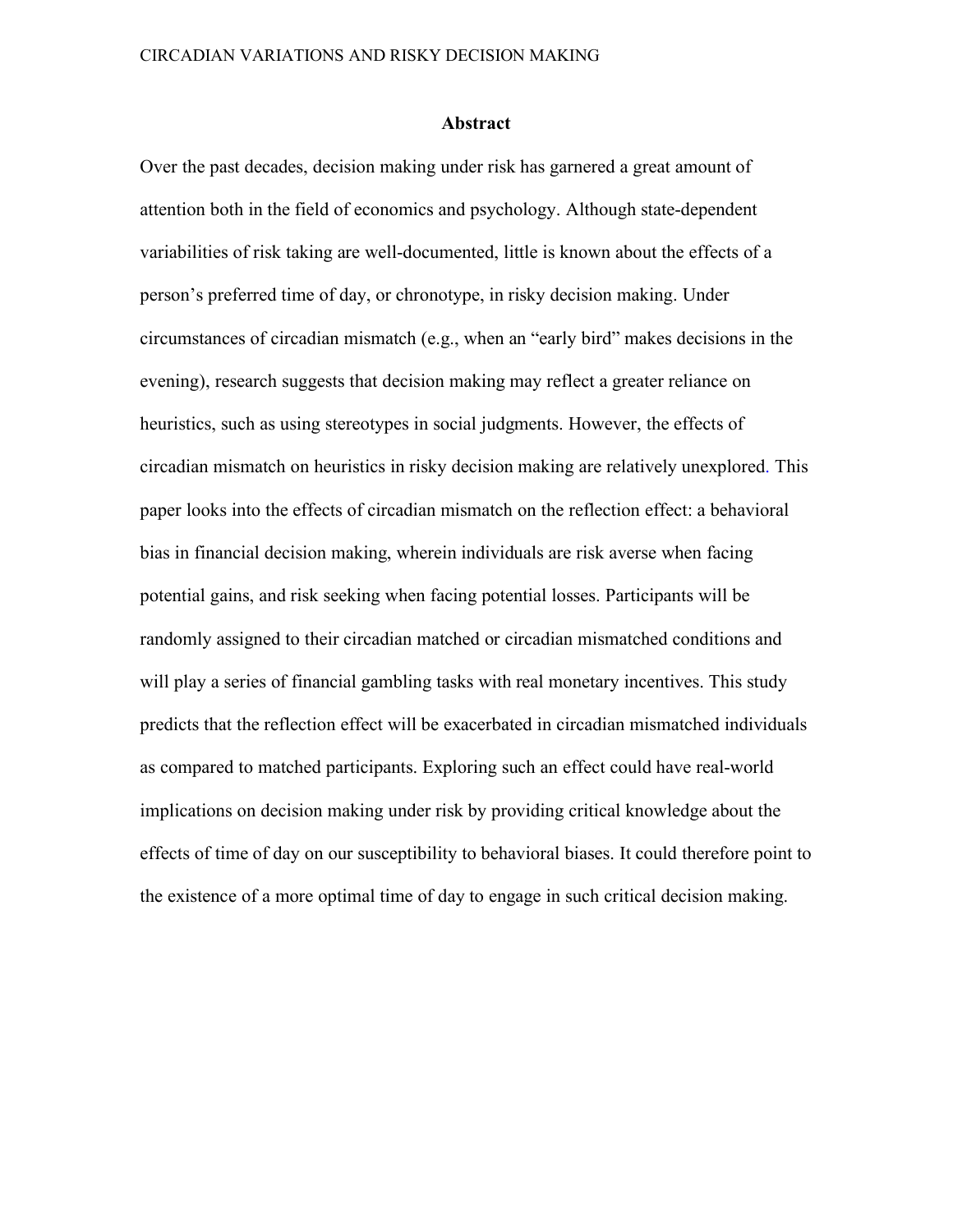# Abstract

Over the past decades, decision making under risk has garnered a great amount of attention both in the field of economics and psychology. Although state-dependent variabilities of risk taking are well-documented, little is known about the effects of a person's preferred time of day, or chronotype, in risky decision making. Under circumstances of circadian mismatch (e.g., when an "early bird" makes decisions in the evening), research suggests that decision making may reflect a greater reliance on heuristics, such as using stereotypes in social judgments. However, the effects of circadian mismatch on heuristics in risky decision making are relatively unexplored. This paper looks into the effects of circadian mismatch on the reflection effect: a behavioral bias in financial decision making, wherein individuals are risk averse when facing potential gains, and risk seeking when facing potential losses. Participants will be randomly assigned to their circadian matched or circadian mismatched conditions and will play a series of financial gambling tasks with real monetary incentives. This study predicts that the reflection effect will be exacerbated in circadian mismatched individuals as compared to matched participants. Exploring such an effect could have real-world implications on decision making under risk by providing critical knowledge about the effects of time of day on our susceptibility to behavioral biases. It could therefore point to the existence of a more optimal time of day to engage in such critical decision making.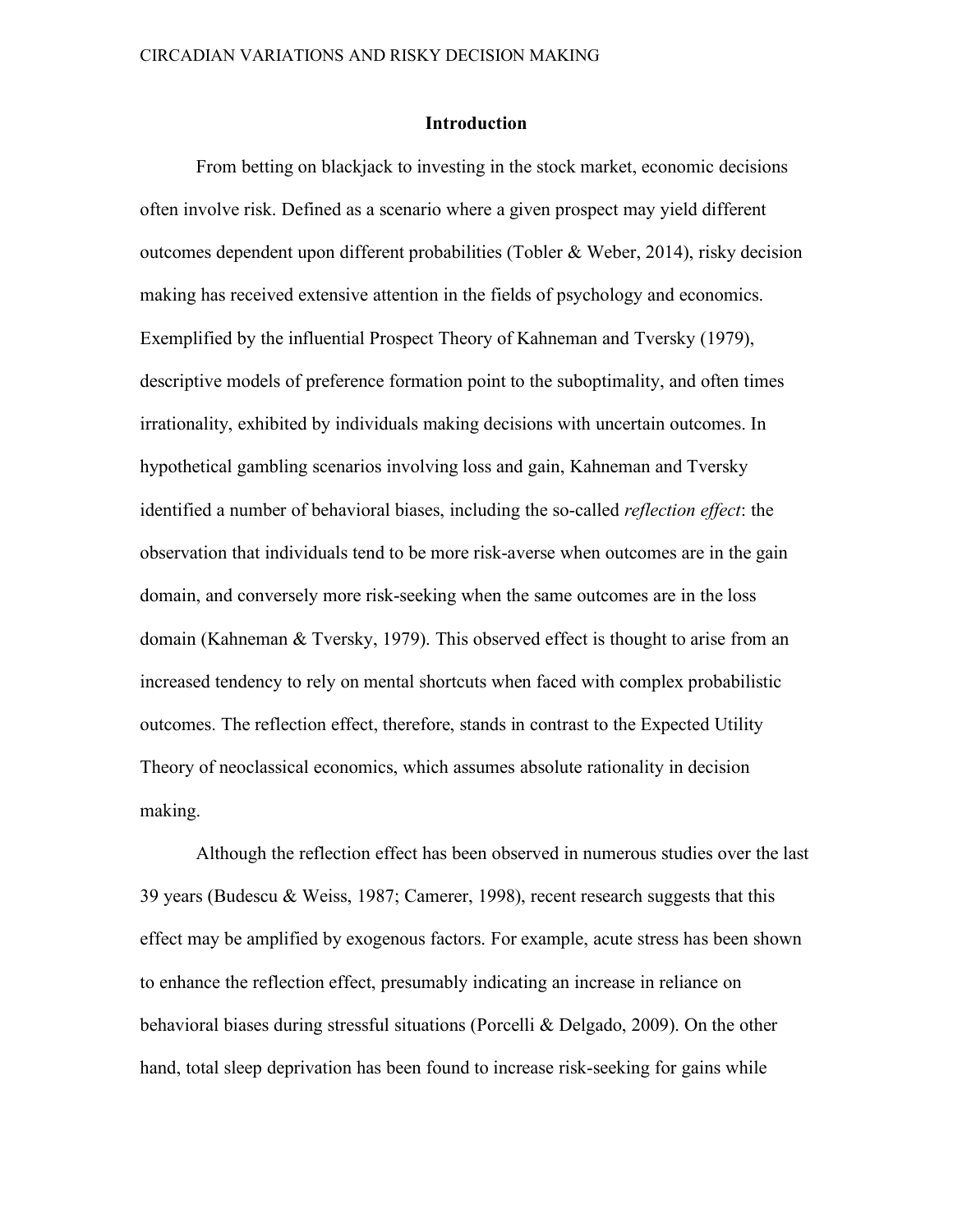## Introduction

From betting on blackjack to investing in the stock market, economic decisions often involve risk. Defined as a scenario where a given prospect may yield different outcomes dependent upon different probabilities (Tobler & Weber, 2014), risky decision making has received extensive attention in the fields of psychology and economics. Exemplified by the influential Prospect Theory of Kahneman and Tversky (1979), descriptive models of preference formation point to the suboptimality, and often times irrationality, exhibited by individuals making decisions with uncertain outcomes. In hypothetical gambling scenarios involving loss and gain, Kahneman and Tversky identified a number of behavioral biases, including the so-called *reflection effect*: the observation that individuals tend to be more risk-averse when outcomes are in the gain domain, and conversely more risk-seeking when the same outcomes are in the loss domain (Kahneman & Tversky, 1979). This observed effect is thought to arise from an increased tendency to rely on mental shortcuts when faced with complex probabilistic outcomes. The reflection effect, therefore, stands in contrast to the Expected Utility Theory of neoclassical economics, which assumes absolute rationality in decision making.

Although the reflection effect has been observed in numerous studies over the last 39 years (Budescu & Weiss, 1987; Camerer, 1998), recent research suggests that this effect may be amplified by exogenous factors. For example, acute stress has been shown to enhance the reflection effect, presumably indicating an increase in reliance on behavioral biases during stressful situations (Porcelli & Delgado, 2009). On the other hand, total sleep deprivation has been found to increase risk-seeking for gains while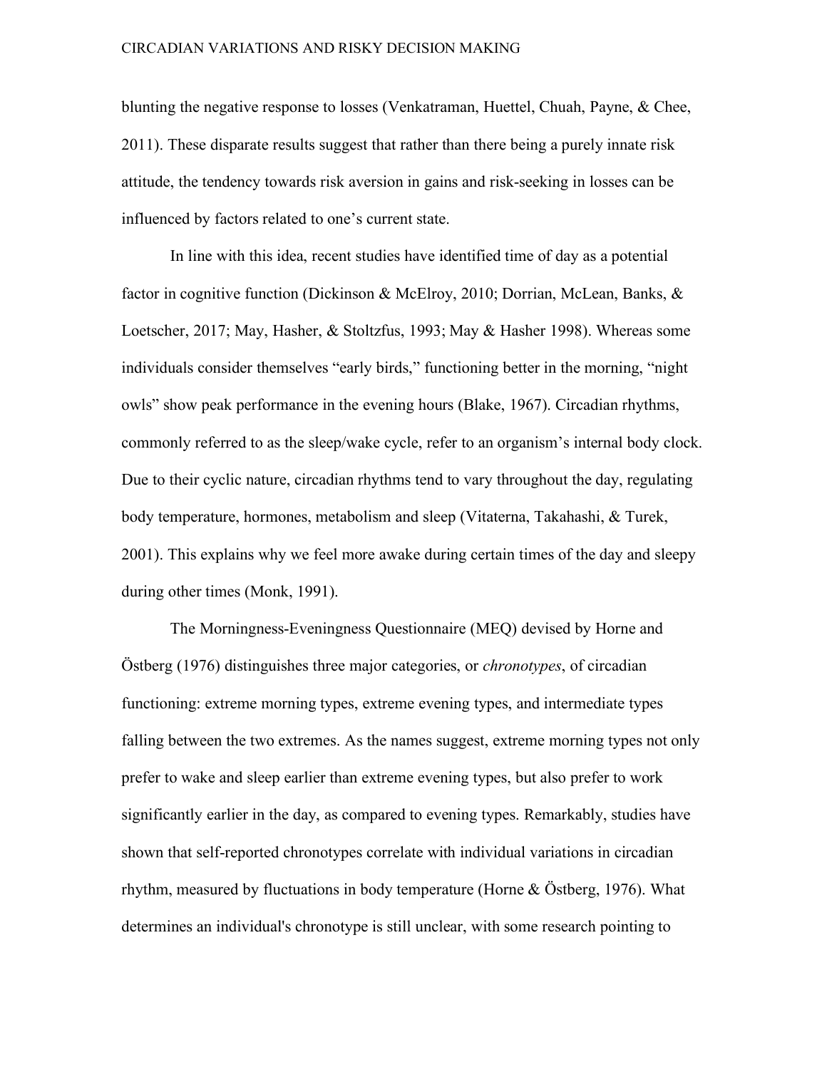blunting the negative response to losses (Venkatraman, Huettel, Chuah, Payne, & Chee, 2011). These disparate results suggest that rather than there being a purely innate risk attitude, the tendency towards risk aversion in gains and risk-seeking in losses can be influenced by factors related to one's current state.

In line with this idea, recent studies have identified time of day as a potential factor in cognitive function (Dickinson & McElroy, 2010; Dorrian, McLean, Banks, & Loetscher, 2017; May, Hasher, & Stoltzfus, 1993; May & Hasher 1998). Whereas some individuals consider themselves "early birds," functioning better in the morning, "night owls" show peak performance in the evening hours (Blake, 1967). Circadian rhythms, commonly referred to as the sleep/wake cycle, refer to an organism's internal body clock. Due to their cyclic nature, circadian rhythms tend to vary throughout the day, regulating body temperature, hormones, metabolism and sleep (Vitaterna, Takahashi, & Turek, 2001). This explains why we feel more awake during certain times of the day and sleepy during other times (Monk, 1991).

The Morningness-Eveningness Questionnaire (MEQ) devised by Horne and Östberg (1976) distinguishes three major categories, or *chronotypes*, of circadian functioning: extreme morning types, extreme evening types, and intermediate types falling between the two extremes. As the names suggest, extreme morning types not only prefer to wake and sleep earlier than extreme evening types, but also prefer to work significantly earlier in the day, as compared to evening types. Remarkably, studies have shown that self-reported chronotypes correlate with individual variations in circadian rhythm, measured by fluctuations in body temperature (Horne & Östberg, 1976). What determines an individual's chronotype is still unclear, with some research pointing to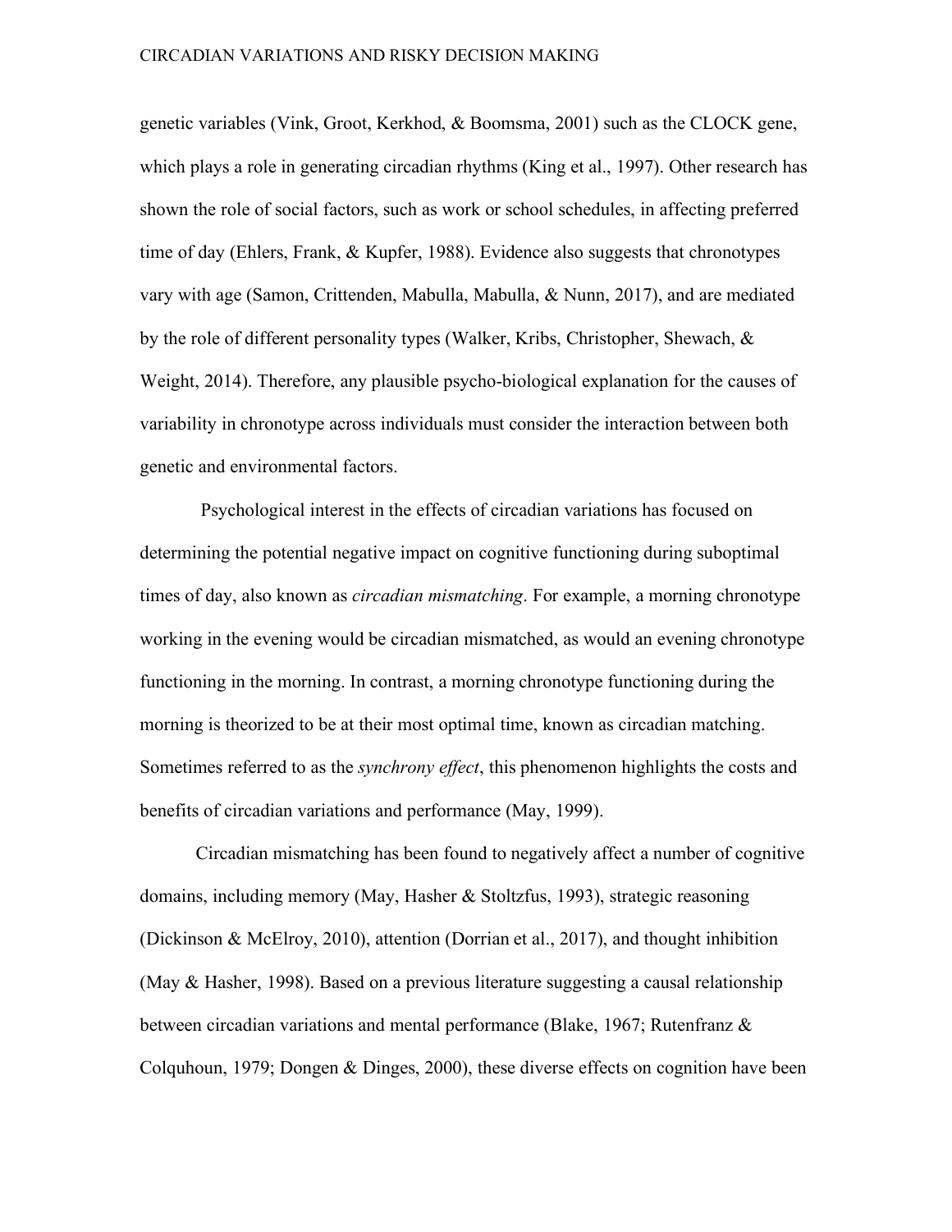genetic variables (Vink, Groot, Kerkhod, & Boomsma, 2001) such as the CLOCK gene, which plays a role in generating circadian rhythms (King et al., 1997). Other research has shown the role of social factors, such as work or school schedules, in affecting preferred time of day (Ehlers, Frank, & Kupfer, 1988). Evidence also suggests that chronotypes vary with age (Samon, Crittenden, Mabulla, Mabulla, & Nunn, 2017), and are mediated by the role of different personality types (Walker, Kribs, Christopher, Shewach, & Weight, 2014). Therefore, any plausible psycho-biological explanation for the causes of variability in chronotype across individuals must consider the interaction between both genetic and environmental factors.

Psychological interest in the effects of circadian variations has focused on determining the potential negative impact on cognitive functioning during suboptimal times of day, also known as *circadian mismatching*. For example, a morning chronotype working in the evening would be circadian mismatched, as would an evening chronotype functioning in the morning. In contrast, a morning chronotype functioning during the morning is theorized to be at their most optimal time, known as circadian matching. Sometimes referred to as the *synchrony effect*, this phenomenon highlights the costs and benefits of circadian variations and performance (May, 1999).

Circadian mismatching has been found to negatively affect a number of cognitive domains, including memory (May, Hasher & Stoltzfus, 1993), strategic reasoning (Dickinson & McElroy, 2010), attention (Dorrian et al., 2017), and thought inhibition (May & Hasher, 1998). Based on a previous literature suggesting a causal relationship between circadian variations and mental performance (Blake, 1967; Rutenfranz & Colquhoun, 1979; Dongen & Dinges, 2000), these diverse effects on cognition have been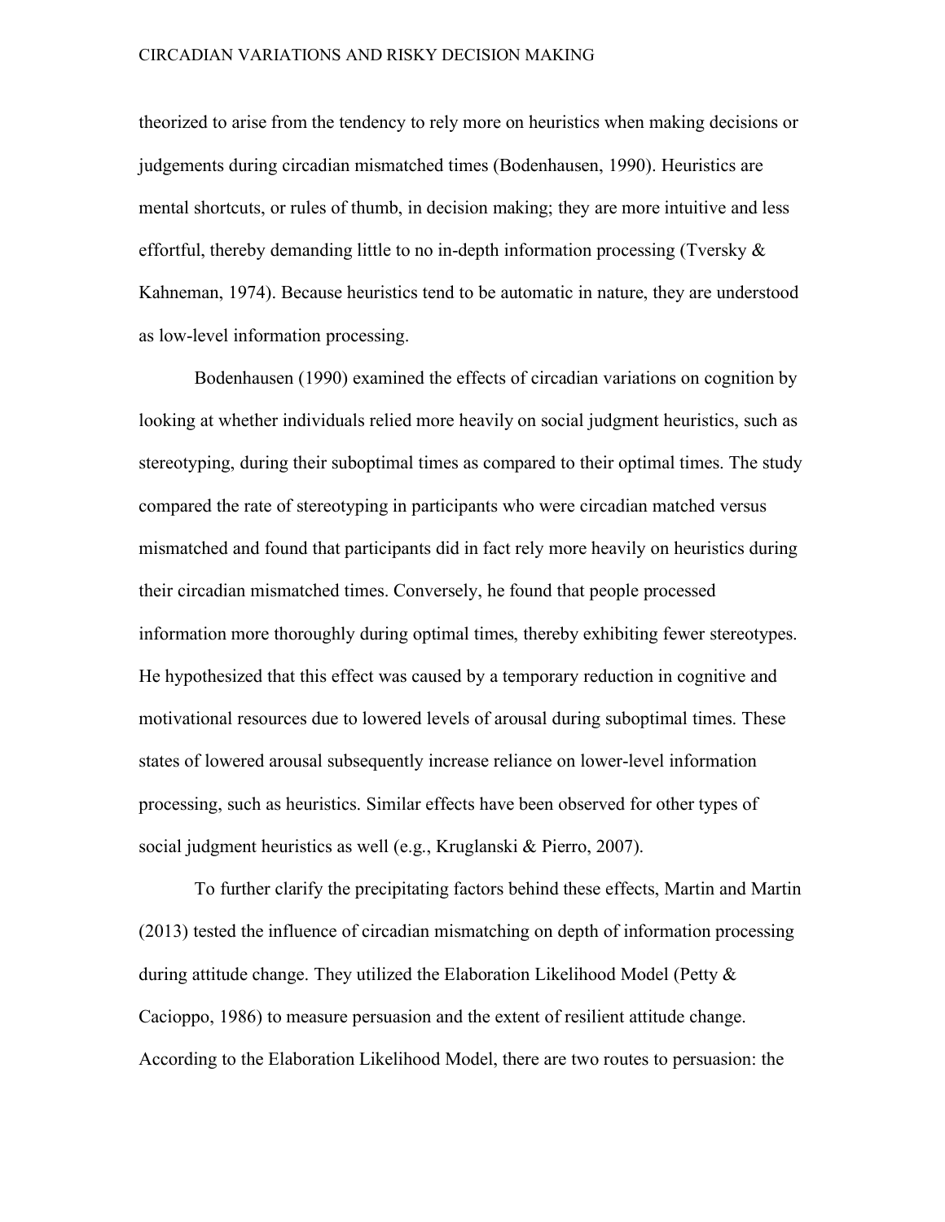theorized to arise from the tendency to rely more on heuristics when making decisions or judgements during circadian mismatched times (Bodenhausen, 1990). Heuristics are mental shortcuts, or rules of thumb, in decision making; they are more intuitive and less effortful, thereby demanding little to no in-depth information processing (Tversky & Kahneman, 1974). Because heuristics tend to be automatic in nature, they are understood as low-level information processing.

Bodenhausen (1990) examined the effects of circadian variations on cognition by looking at whether individuals relied more heavily on social judgment heuristics, such as stereotyping, during their suboptimal times as compared to their optimal times. The study compared the rate of stereotyping in participants who were circadian matched versus mismatched and found that participants did in fact rely more heavily on heuristics during their circadian mismatched times. Conversely, he found that people processed information more thoroughly during optimal times, thereby exhibiting fewer stereotypes. He hypothesized that this effect was caused by a temporary reduction in cognitive and motivational resources due to lowered levels of arousal during suboptimal times. These states of lowered arousal subsequently increase reliance on lower-level information processing, such as heuristics. Similar effects have been observed for other types of social judgment heuristics as well (e.g., Kruglanski & Pierro, 2007).

To further clarify the precipitating factors behind these effects, Martin and Martin (2013) tested the influence of circadian mismatching on depth of information processing during attitude change. They utilized the Elaboration Likelihood Model (Petty & Cacioppo, 1986) to measure persuasion and the extent of resilient attitude change. According to the Elaboration Likelihood Model, there are two routes to persuasion: the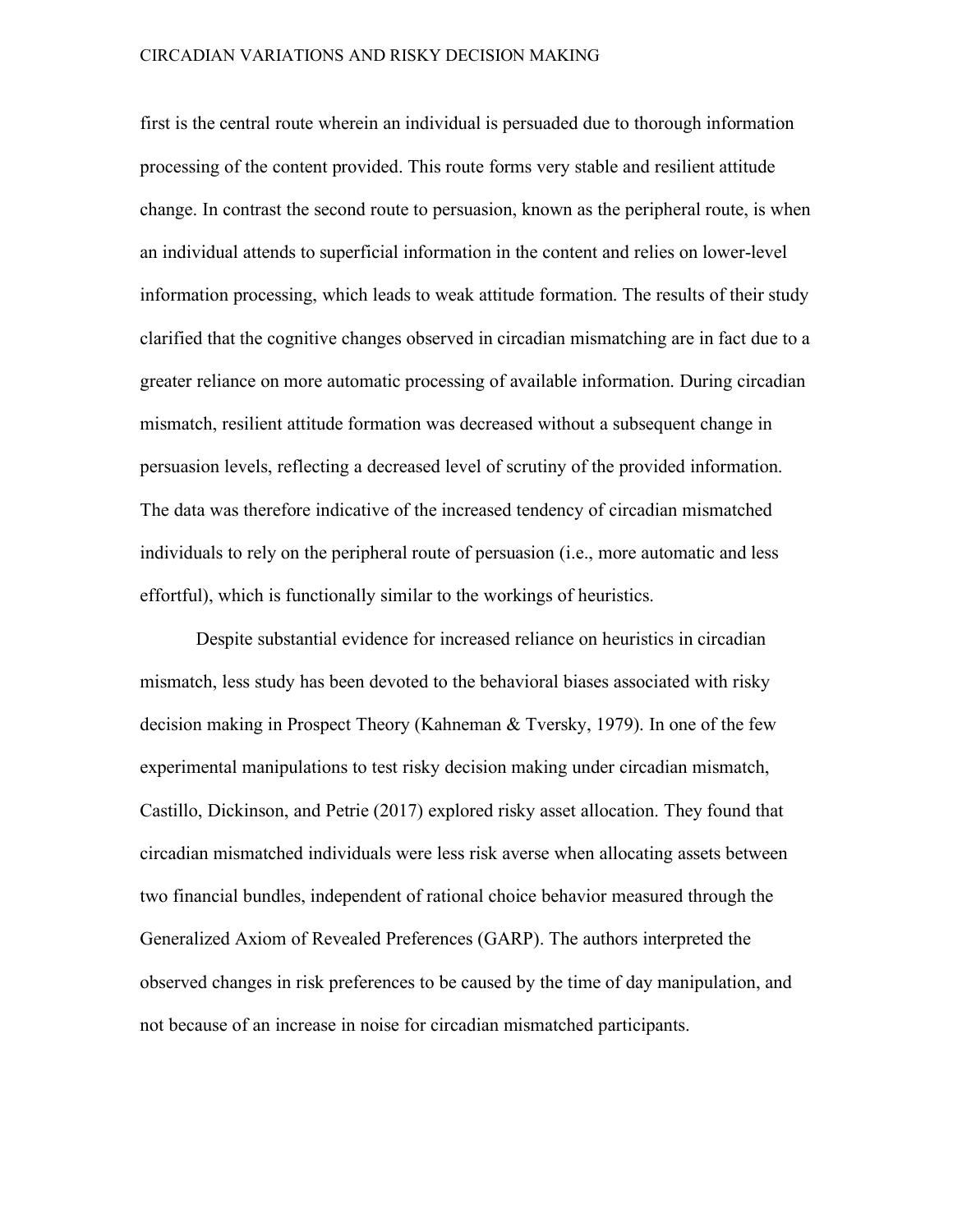first is the central route wherein an individual is persuaded due to thorough information processing of the content provided. This route forms very stable and resilient attitude change. In contrast the second route to persuasion, known as the peripheral route, is when an individual attends to superficial information in the content and relies on lower-level information processing, which leads to weak attitude formation. The results of their study clarified that the cognitive changes observed in circadian mismatching are in fact due to a greater reliance on more automatic processing of available information. During circadian mismatch, resilient attitude formation was decreased without a subsequent change in persuasion levels, reflecting a decreased level of scrutiny of the provided information. The data was therefore indicative of the increased tendency of circadian mismatched individuals to rely on the peripheral route of persuasion (i.e., more automatic and less effortful), which is functionally similar to the workings of heuristics.

Despite substantial evidence for increased reliance on heuristics in circadian mismatch, less study has been devoted to the behavioral biases associated with risky decision making in Prospect Theory (Kahneman & Tversky, 1979). In one of the few experimental manipulations to test risky decision making under circadian mismatch, Castillo, Dickinson, and Petrie (2017) explored risky asset allocation. They found that circadian mismatched individuals were less risk averse when allocating assets between two financial bundles, independent of rational choice behavior measured through the Generalized Axiom of Revealed Preferences (GARP). The authors interpreted the observed changes in risk preferences to be caused by the time of day manipulation, and not because of an increase in noise for circadian mismatched participants.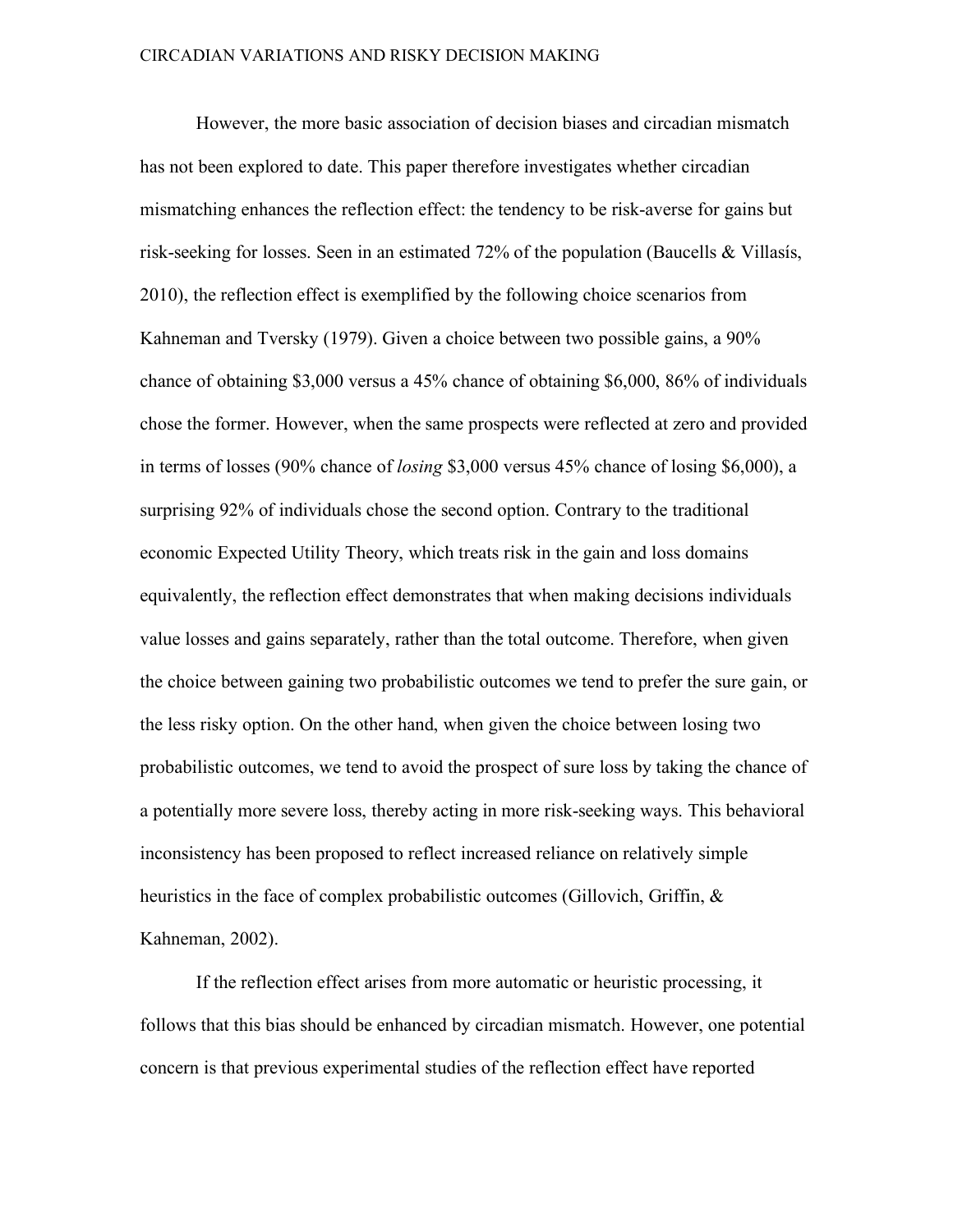However, the more basic association of decision biases and circadian mismatch has not been explored to date. This paper therefore investigates whether circadian mismatching enhances the reflection effect: the tendency to be risk-averse for gains but risk-seeking for losses. Seen in an estimated 72% of the population (Baucells & Villasís, 2010), the reflection effect is exemplified by the following choice scenarios from Kahneman and Tversky (1979). Given a choice between two possible gains, a 90% chance of obtaining $3,000 versus a 45% chance of obtaining $6,000, 86% of individuals chose the former. However, when the same prospects were reflected at zero and provided in terms of losses (90% chance of *losing* $3,000 versus 45% chance of losing $6,000), a surprising 92% of individuals chose the second option. Contrary to the traditional economic Expected Utility Theory, which treats risk in the gain and loss domains equivalently, the reflection effect demonstrates that when making decisions individuals value losses and gains separately, rather than the total outcome. Therefore, when given the choice between gaining two probabilistic outcomes we tend to prefer the sure gain, or the less risky option. On the other hand, when given the choice between losing two probabilistic outcomes, we tend to avoid the prospect of sure loss by taking the chance of a potentially more severe loss, thereby acting in more risk-seeking ways. This behavioral inconsistency has been proposed to reflect increased reliance on relatively simple heuristics in the face of complex probabilistic outcomes (Gillovich, Griffin, & Kahneman, 2002).

If the reflection effect arises from more automatic or heuristic processing, it follows that this bias should be enhanced by circadian mismatch. However, one potential concern is that previous experimental studies of the reflection effect have reported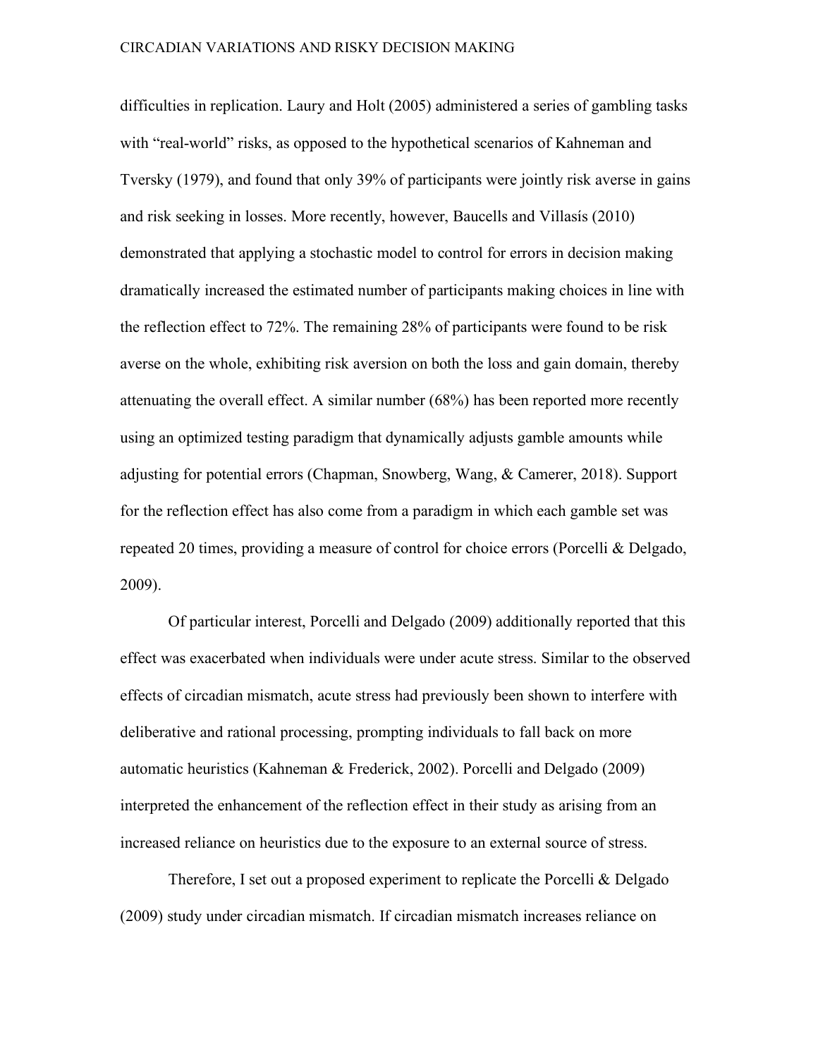difficulties in replication. Laury and Holt (2005) administered a series of gambling tasks with "real-world" risks, as opposed to the hypothetical scenarios of Kahneman and Tversky (1979), and found that only 39% of participants were jointly risk averse in gains and risk seeking in losses. More recently, however, Baucells and Villasís (2010) demonstrated that applying a stochastic model to control for errors in decision making dramatically increased the estimated number of participants making choices in line with the reflection effect to 72%. The remaining 28% of participants were found to be risk averse on the whole, exhibiting risk aversion on both the loss and gain domain, thereby attenuating the overall effect. A similar number (68%) has been reported more recently using an optimized testing paradigm that dynamically adjusts gamble amounts while adjusting for potential errors (Chapman, Snowberg, Wang, & Camerer, 2018). Support for the reflection effect has also come from a paradigm in which each gamble set was repeated 20 times, providing a measure of control for choice errors (Porcelli & Delgado, 2009).

Of particular interest, Porcelli and Delgado (2009) additionally reported that this effect was exacerbated when individuals were under acute stress. Similar to the observed effects of circadian mismatch, acute stress had previously been shown to interfere with deliberative and rational processing, prompting individuals to fall back on more automatic heuristics (Kahneman & Frederick, 2002). Porcelli and Delgado (2009) interpreted the enhancement of the reflection effect in their study as arising from an increased reliance on heuristics due to the exposure to an external source of stress.

Therefore, I set out a proposed experiment to replicate the Porcelli & Delgado (2009) study under circadian mismatch. If circadian mismatch increases reliance on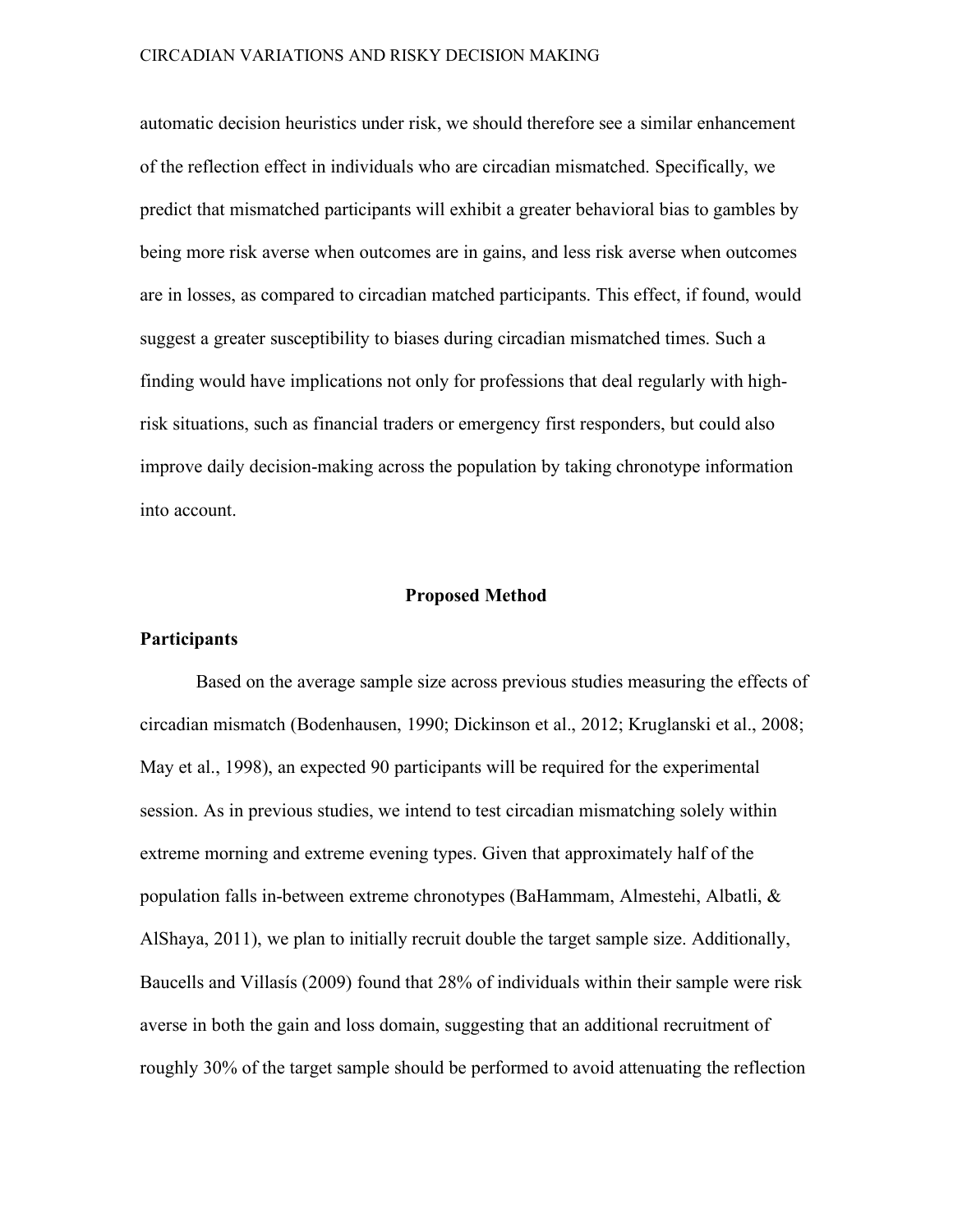automatic decision heuristics under risk, we should therefore see a similar enhancement of the reflection effect in individuals who are circadian mismatched. Specifically, we predict that mismatched participants will exhibit a greater behavioral bias to gambles by being more risk averse when outcomes are in gains, and less risk averse when outcomes are in losses, as compared to circadian matched participants. This effect, if found, would suggest a greater susceptibility to biases during circadian mismatched times. Such a finding would have implications not only for professions that deal regularly with high-risk situations, such as financial traders or emergency first responders, but could also improve daily decision-making across the population by taking chronotype information into account.

## Proposed Method

### Participants

Based on the average sample size across previous studies measuring the effects of circadian mismatch (Bodenhausen, 1990; Dickinson et al., 2012; Kruglanski et al., 2008; May et al., 1998), an expected 90 participants will be required for the experimental session. As in previous studies, we intend to test circadian mismatching solely within extreme morning and extreme evening types. Given that approximately half of the population falls in-between extreme chronotypes (BaHammam, Almestehi, Albatli, & AlShaya, 2011), we plan to initially recruit double the target sample size. Additionally, Baucells and Villasís (2009) found that 28% of individuals within their sample were risk averse in both the gain and loss domain, suggesting that an additional recruitment of roughly 30% of the target sample should be performed to avoid attenuating the reflection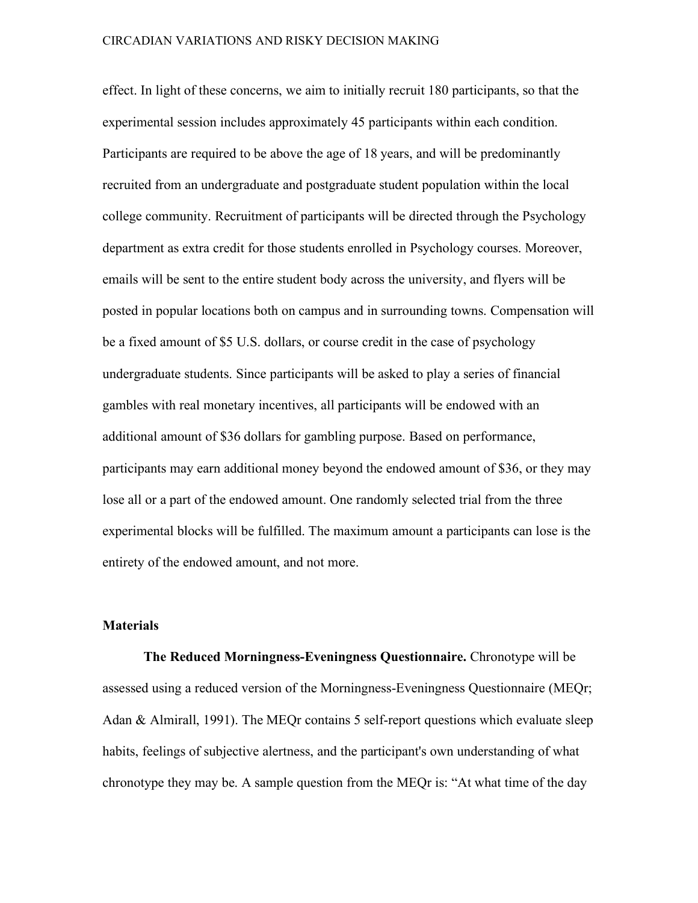effect. In light of these concerns, we aim to initially recruit 180 participants, so that the experimental session includes approximately 45 participants within each condition. Participants are required to be above the age of 18 years, and will be predominantly recruited from an undergraduate and postgraduate student population within the local college community. Recruitment of participants will be directed through the Psychology department as extra credit for those students enrolled in Psychology courses. Moreover, emails will be sent to the entire student body across the university, and flyers will be posted in popular locations both on campus and in surrounding towns. Compensation will be a fixed amount of $5 U.S. dollars, or course credit in the case of psychology undergraduate students. Since participants will be asked to play a series of financial gambles with real monetary incentives, all participants will be endowed with an additional amount of $36 dollars for gambling purpose. Based on performance, participants may earn additional money beyond the endowed amount of $36, or they may lose all or a part of the endowed amount. One randomly selected trial from the three experimental blocks will be fulfilled. The maximum amount a participants can lose is the entirety of the endowed amount, and not more.

## Materials

**The Reduced Morningness-Eveningness Questionnaire.** Chronotype will be assessed using a reduced version of the Morningness-Eveningness Questionnaire (MEQr; Adan & Almirall, 1991). The MEQr contains 5 self-report questions which evaluate sleep habits, feelings of subjective alertness, and the participant's own understanding of what chronotype they may be. A sample question from the MEQr is: "At what time of the day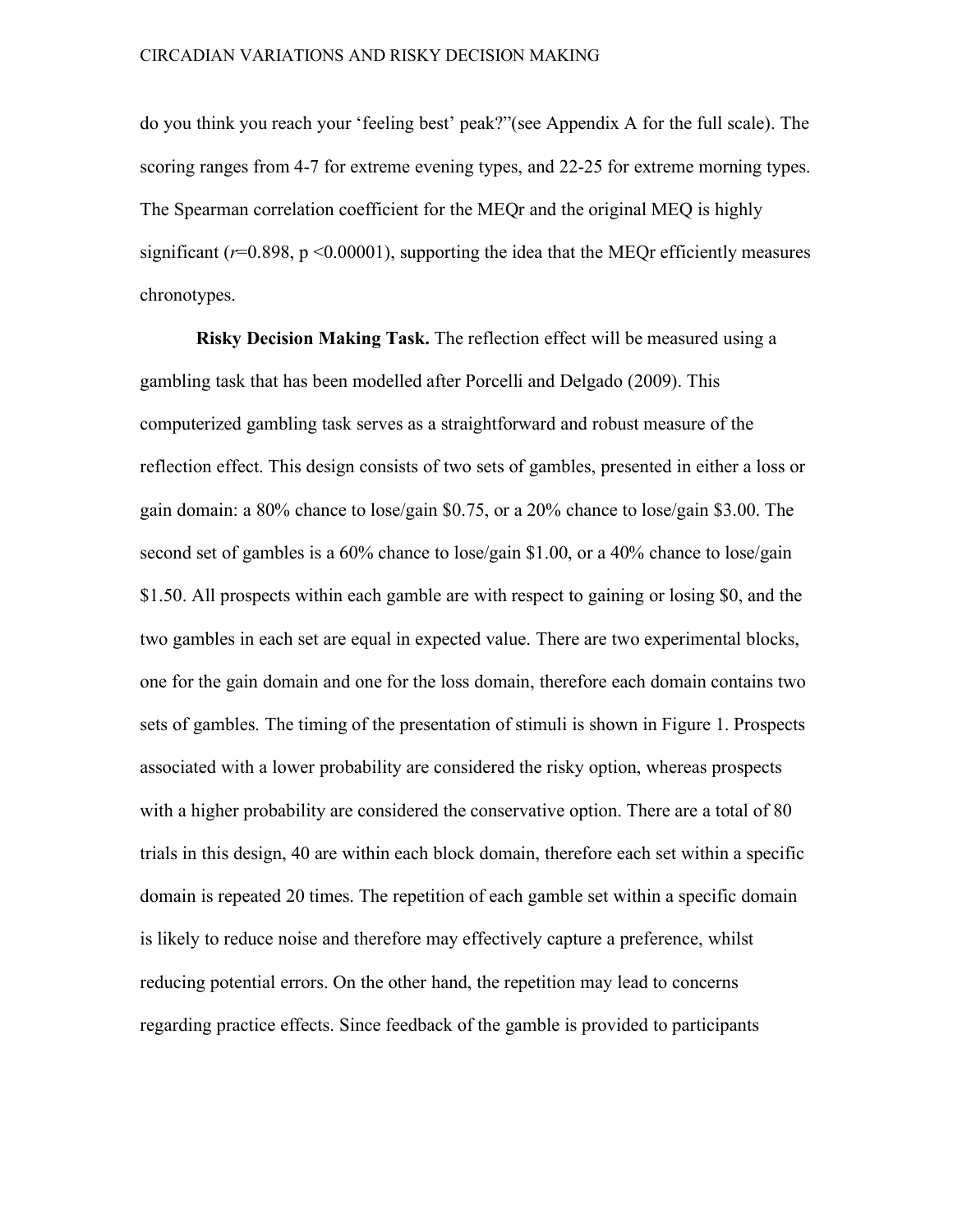do you think you reach your 'feeling best' peak?"(see Appendix A for the full scale). The scoring ranges from 4-7 for extreme evening types, and 22-25 for extreme morning types. The Spearman correlation coefficient for the MEQr and the original MEQ is highly significant ($r$=0.898, p <0.00001), supporting the idea that the MEQr efficiently measures chronotypes.

**Risky Decision Making Task.** The reflection effect will be measured using a gambling task that has been modelled after Porcelli and Delgado (2009). This computerized gambling task serves as a straightforward and robust measure of the reflection effect. This design consists of two sets of gambles, presented in either a loss or gain domain: a 80% chance to lose/gain $0.75, or a 20% chance to lose/gain $3.00. The second set of gambles is a 60% chance to lose/gain $1.00, or a 40% chance to lose/gain $1.50. All prospects within each gamble are with respect to gaining or losing $0, and the two gambles in each set are equal in expected value. There are two experimental blocks, one for the gain domain and one for the loss domain, therefore each domain contains two sets of gambles. The timing of the presentation of stimuli is shown in Figure 1. Prospects associated with a lower probability are considered the risky option, whereas prospects with a higher probability are considered the conservative option. There are a total of 80 trials in this design, 40 are within each block domain, therefore each set within a specific domain is repeated 20 times. The repetition of each gamble set within a specific domain is likely to reduce noise and therefore may effectively capture a preference, whilst reducing potential errors. On the other hand, the repetition may lead to concerns regarding practice effects. Since feedback of the gamble is provided to participants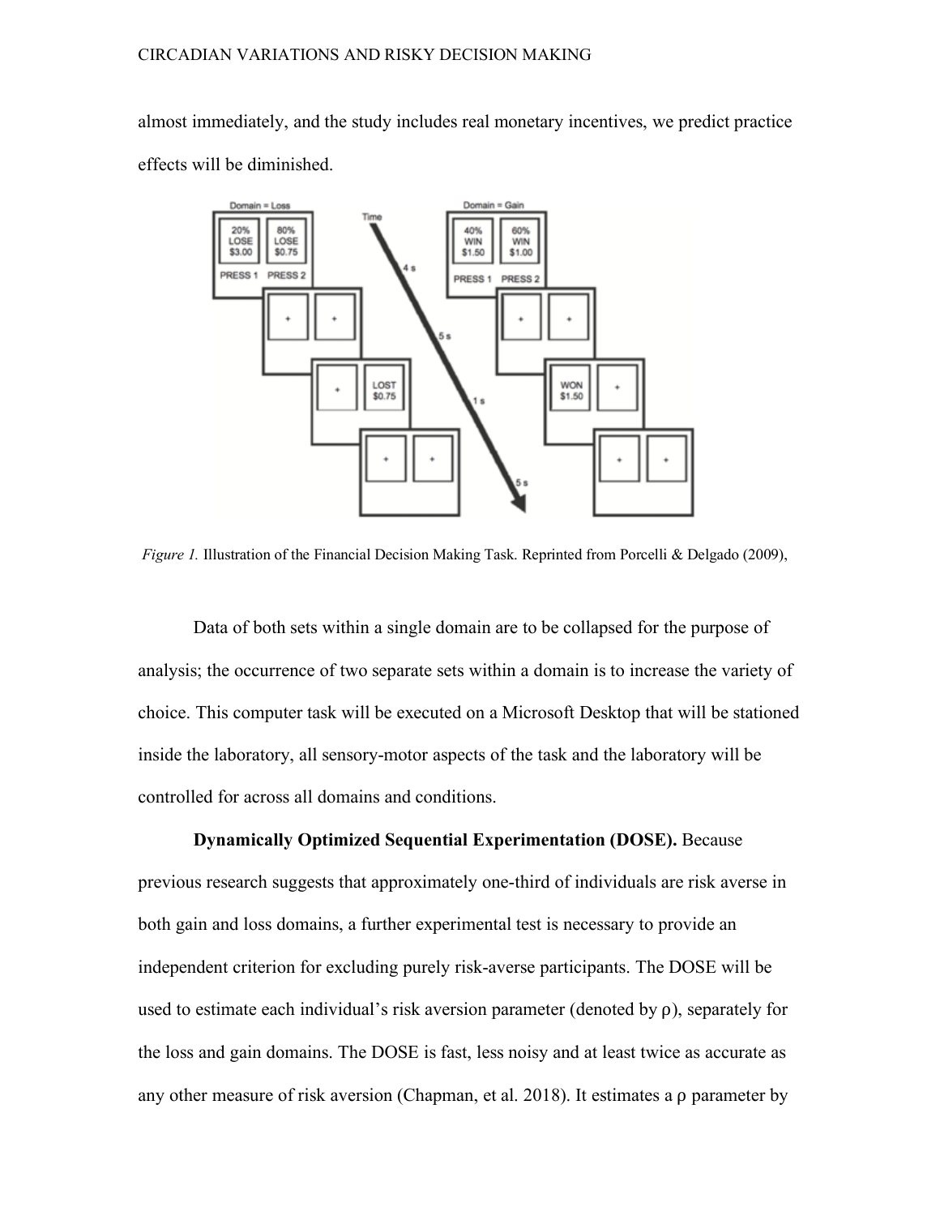almost immediately, and the study includes real monetary incentives, we predict practice effects will be diminished.

*Figure 1.* Illustration of the Financial Decision Making Task. Reprinted from Porcelli & Delgado (2009),

Data of both sets within a single domain are to be collapsed for the purpose of analysis; the occurrence of two separate sets within a domain is to increase the variety of choice. This computer task will be executed on a Microsoft Desktop that will be stationed inside the laboratory, all sensory-motor aspects of the task and the laboratory will be controlled for across all domains and conditions.

**Dynamically Optimized Sequential Experimentation (DOSE).** Because previous research suggests that approximately one-third of individuals are risk averse in both gain and loss domains, a further experimental test is necessary to provide an independent criterion for excluding purely risk-averse participants. The DOSE will be used to estimate each individual's risk aversion parameter (denoted by $\rho$), separately for the loss and gain domains. The DOSE is fast, less noisy and at least twice as accurate as any other measure of risk aversion (Chapman, et al. 2018). It estimates a $\rho$ parameter by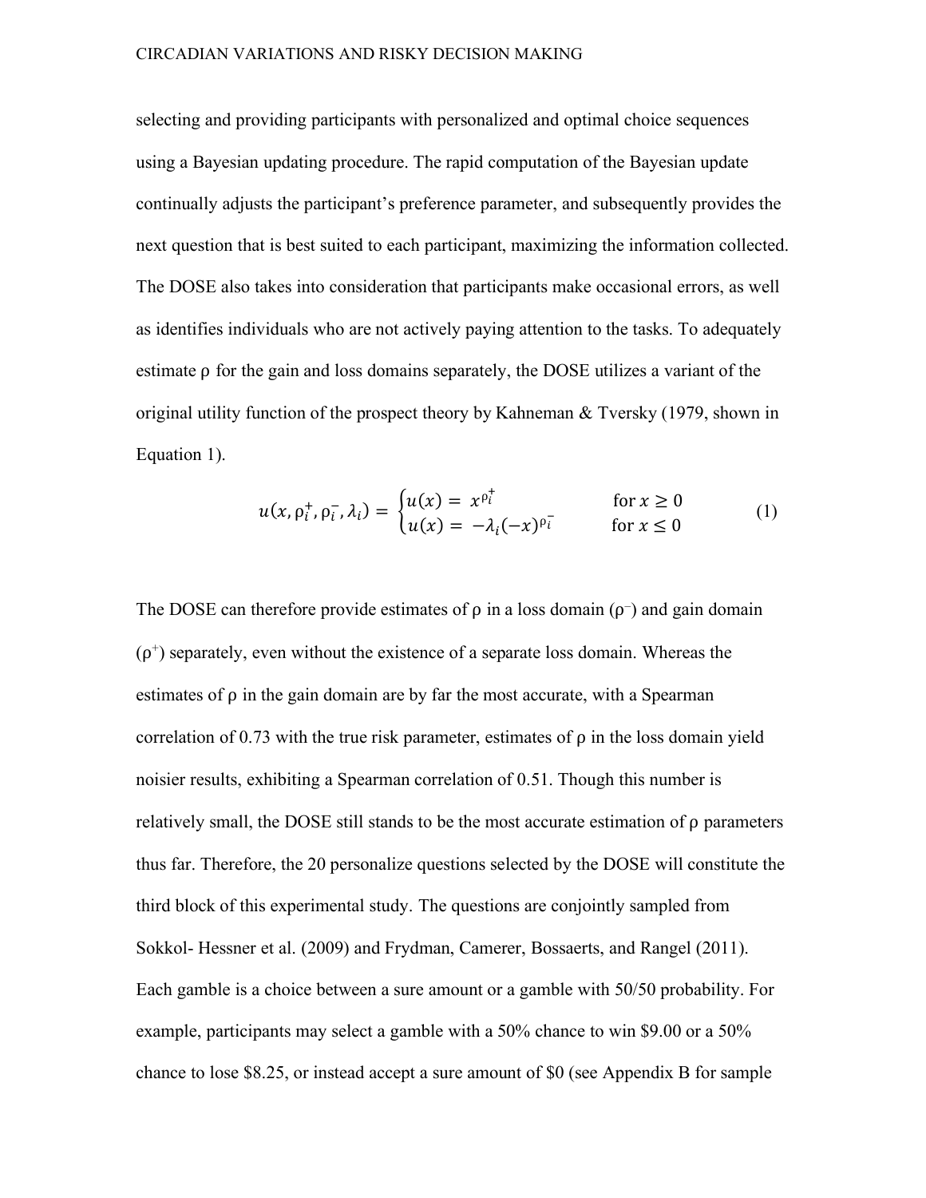selecting and providing participants with personalized and optimal choice sequences using a Bayesian updating procedure. The rapid computation of the Bayesian update continually adjusts the participant's preference parameter, and subsequently provides the next question that is best suited to each participant, maximizing the information collected. The DOSE also takes into consideration that participants make occasional errors, as well as identifies individuals who are not actively paying attention to the tasks. To adequately estimate ρ for the gain and loss domains separately, the DOSE utilizes a variant of the original utility function of the prospect theory by Kahneman & Tversky (1979, shown in Equation 1).

$$u(x, \rho_i^+, \rho_i^-, \lambda_i) = \begin{cases} u(x) = x^{\rho_i^+} & \text{for } x \geq 0 \\ u(x) = -\lambda_i(-x)^{\rho_i^-} & \text{for } x \leq 0 \end{cases} \tag{1}$$

The DOSE can therefore provide estimates of ρ in a loss domain ($\rho^-$) and gain domain ($\rho^+$) separately, even without the existence of a separate loss domain. Whereas the estimates of ρ in the gain domain are by far the most accurate, with a Spearman correlation of 0.73 with the true risk parameter, estimates of ρ in the loss domain yield noisier results, exhibiting a Spearman correlation of 0.51. Though this number is relatively small, the DOSE still stands to be the most accurate estimation of ρ parameters thus far. Therefore, the 20 personalize questions selected by the DOSE will constitute the third block of this experimental study. The questions are conjointly sampled from Sokkol- Hessner et al. (2009) and Frydman, Camerer, Bossaerts, and Rangel (2011). Each gamble is a choice between a sure amount or a gamble with 50/50 probability. For example, participants may select a gamble with a 50% chance to win $9.00 or a 50% chance to lose $8.25, or instead accept a sure amount of $0 (see Appendix B for sample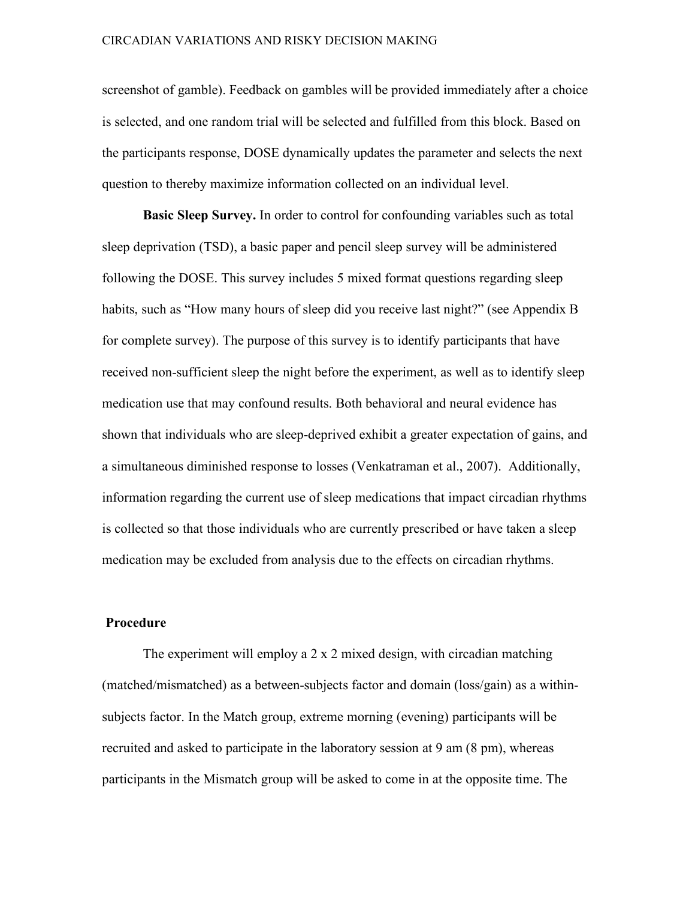screenshot of gamble). Feedback on gambles will be provided immediately after a choice is selected, and one random trial will be selected and fulfilled from this block. Based on the participants response, DOSE dynamically updates the parameter and selects the next question to thereby maximize information collected on an individual level.

**Basic Sleep Survey.** In order to control for confounding variables such as total sleep deprivation (TSD), a basic paper and pencil sleep survey will be administered following the DOSE. This survey includes 5 mixed format questions regarding sleep habits, such as "How many hours of sleep did you receive last night?" (see Appendix B for complete survey). The purpose of this survey is to identify participants that have received non-sufficient sleep the night before the experiment, as well as to identify sleep medication use that may confound results. Both behavioral and neural evidence has shown that individuals who are sleep-deprived exhibit a greater expectation of gains, and a simultaneous diminished response to losses (Venkatraman et al., 2007). Additionally, information regarding the current use of sleep medications that impact circadian rhythms is collected so that those individuals who are currently prescribed or have taken a sleep medication may be excluded from analysis due to the effects on circadian rhythms.

## Procedure

The experiment will employ a 2 x 2 mixed design, with circadian matching (matched/mismatched) as a between-subjects factor and domain (loss/gain) as a within-subjects factor. In the Match group, extreme morning (evening) participants will be recruited and asked to participate in the laboratory session at 9 am (8 pm), whereas participants in the Mismatch group will be asked to come in at the opposite time. The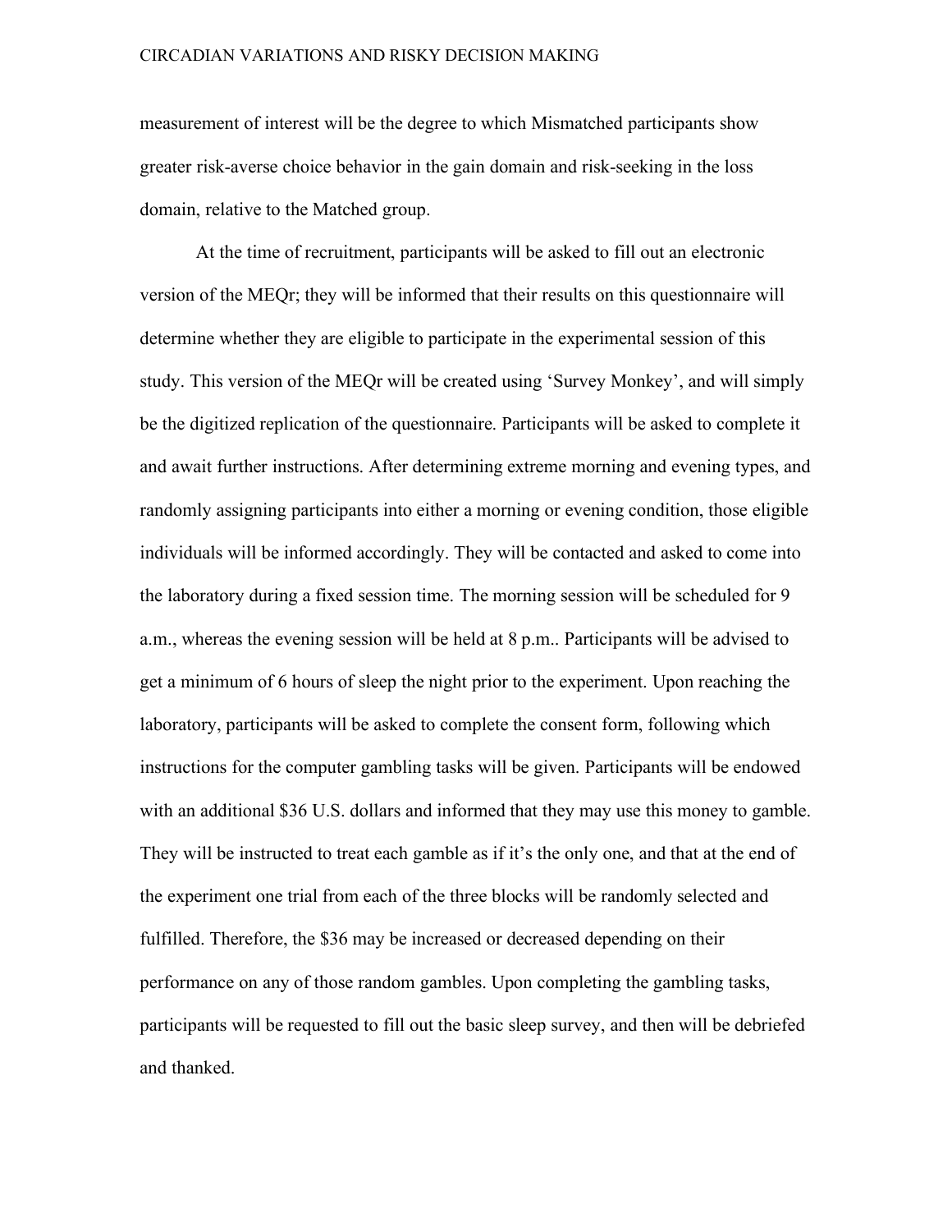measurement of interest will be the degree to which Mismatched participants show greater risk-averse choice behavior in the gain domain and risk-seeking in the loss domain, relative to the Matched group.

At the time of recruitment, participants will be asked to fill out an electronic version of the MEQr; they will be informed that their results on this questionnaire will determine whether they are eligible to participate in the experimental session of this study. This version of the MEQr will be created using 'Survey Monkey', and will simply be the digitized replication of the questionnaire. Participants will be asked to complete it and await further instructions. After determining extreme morning and evening types, and randomly assigning participants into either a morning or evening condition, those eligible individuals will be informed accordingly. They will be contacted and asked to come into the laboratory during a fixed session time. The morning session will be scheduled for 9 a.m., whereas the evening session will be held at 8 p.m.. Participants will be advised to get a minimum of 6 hours of sleep the night prior to the experiment. Upon reaching the laboratory, participants will be asked to complete the consent form, following which instructions for the computer gambling tasks will be given. Participants will be endowed with an additional $36 U.S. dollars and informed that they may use this money to gamble. They will be instructed to treat each gamble as if it's the only one, and that at the end of the experiment one trial from each of the three blocks will be randomly selected and fulfilled. Therefore, the $36 may be increased or decreased depending on their performance on any of those random gambles. Upon completing the gambling tasks, participants will be requested to fill out the basic sleep survey, and then will be debriefed and thanked.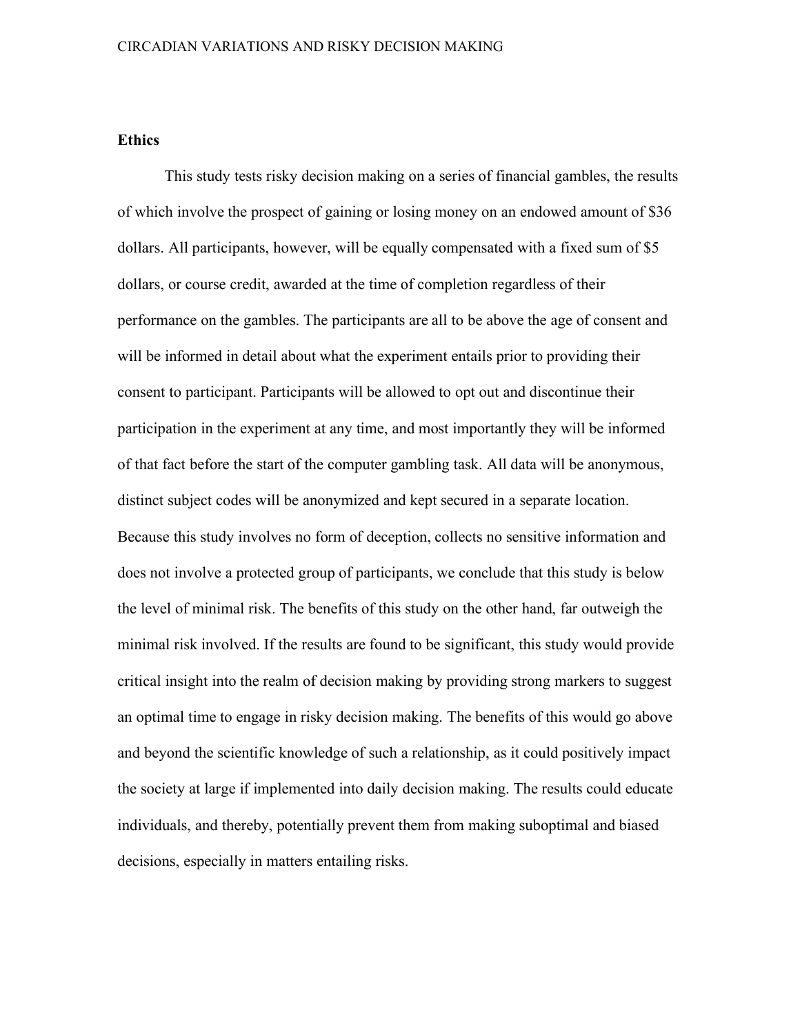**Ethics**

This study tests risky decision making on a series of financial gambles, the results of which involve the prospect of gaining or losing money on an endowed amount of $36 dollars. All participants, however, will be equally compensated with a fixed sum of $5 dollars, or course credit, awarded at the time of completion regardless of their performance on the gambles. The participants are all to be above the age of consent and will be informed in detail about what the experiment entails prior to providing their consent to participant. Participants will be allowed to opt out and discontinue their participation in the experiment at any time, and most importantly they will be informed of that fact before the start of the computer gambling task. All data will be anonymous, distinct subject codes will be anonymized and kept secured in a separate location. Because this study involves no form of deception, collects no sensitive information and does not involve a protected group of participants, we conclude that this study is below the level of minimal risk. The benefits of this study on the other hand, far outweigh the minimal risk involved. If the results are found to be significant, this study would provide critical insight into the realm of decision making by providing strong markers to suggest an optimal time to engage in risky decision making. The benefits of this would go above and beyond the scientific knowledge of such a relationship, as it could positively impact the society at large if implemented into daily decision making. The results could educate individuals, and thereby, potentially prevent them from making suboptimal and biased decisions, especially in matters entailing risks.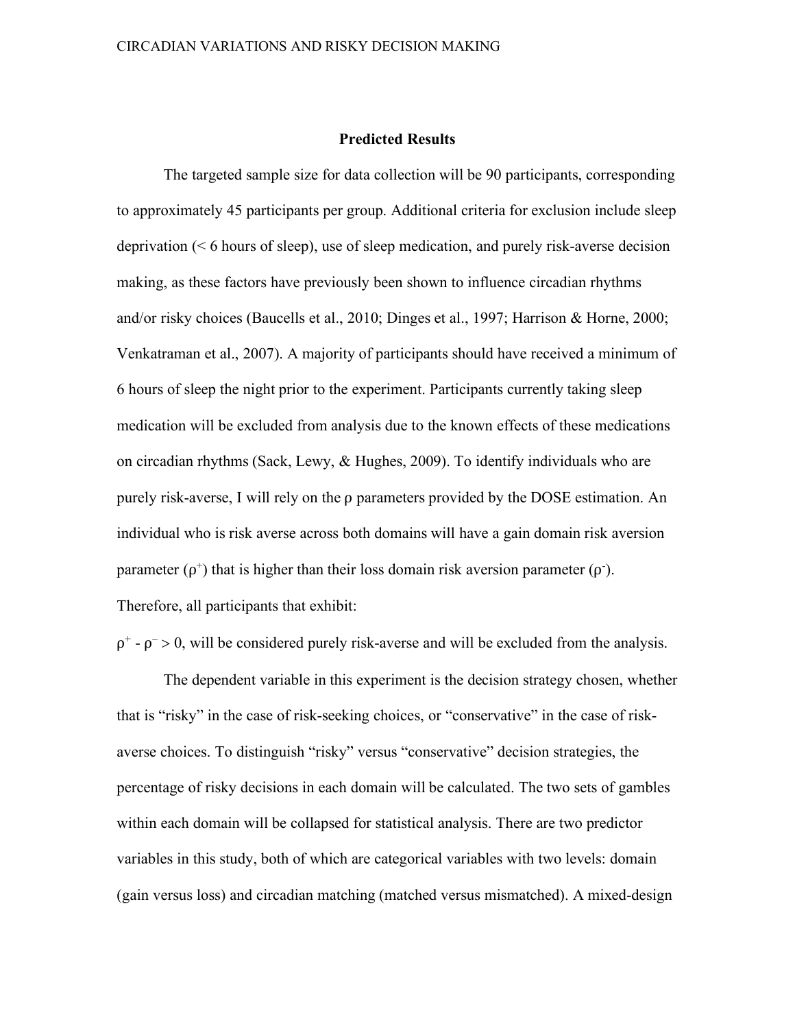## Predicted Results

The targeted sample size for data collection will be 90 participants, corresponding to approximately 45 participants per group. Additional criteria for exclusion include sleep deprivation (< 6 hours of sleep), use of sleep medication, and purely risk-averse decision making, as these factors have previously been shown to influence circadian rhythms and/or risky choices (Baucells et al., 2010; Dinges et al., 1997; Harrison & Horne, 2000; Venkatraman et al., 2007). A majority of participants should have received a minimum of 6 hours of sleep the night prior to the experiment. Participants currently taking sleep medication will be excluded from analysis due to the known effects of these medications on circadian rhythms (Sack, Lewy, & Hughes, 2009). To identify individuals who are purely risk-averse, I will rely on the $\rho$ parameters provided by the DOSE estimation. An individual who is risk averse across both domains will have a gain domain risk aversion parameter ($\rho^+$) that is higher than their loss domain risk aversion parameter ($\rho^-$). Therefore, all participants that exhibit:

$\rho^+ - \rho^- > 0$, will be considered purely risk-averse and will be excluded from the analysis.

The dependent variable in this experiment is the decision strategy chosen, whether that is "risky" in the case of risk-seeking choices, or "conservative" in the case of risk-averse choices. To distinguish "risky" versus "conservative" decision strategies, the percentage of risky decisions in each domain will be calculated. The two sets of gambles within each domain will be collapsed for statistical analysis. There are two predictor variables in this study, both of which are categorical variables with two levels: domain (gain versus loss) and circadian matching (matched versus mismatched). A mixed-design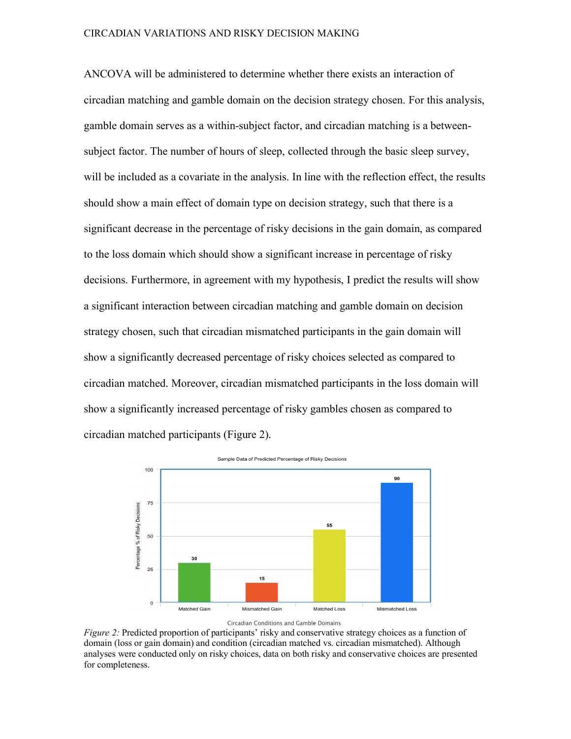ANCOVA will be administered to determine whether there exists an interaction of circadian matching and gamble domain on the decision strategy chosen. For this analysis, gamble domain serves as a within-subject factor, and circadian matching is a between-subject factor. The number of hours of sleep, collected through the basic sleep survey, will be included as a covariate in the analysis. In line with the reflection effect, the results should show a main effect of domain type on decision strategy, such that there is a significant decrease in the percentage of risky decisions in the gain domain, as compared to the loss domain which should show a significant increase in percentage of risky decisions. Furthermore, in agreement with my hypothesis, I predict the results will show a significant interaction between circadian matching and gamble domain on decision strategy chosen, such that circadian mismatched participants in the gain domain will show a significantly decreased percentage of risky choices selected as compared to circadian matched. Moreover, circadian mismatched participants in the loss domain will show a significantly increased percentage of risky gambles chosen as compared to circadian matched participants (Figure 2).

Sample Data of Predicted Percentage of Risky Decisions

| Circadian Conditions and Gamble Domains | Percentage % of Risky Decisions |
|---|---|
| Matched Gain | 30 |
| Mismatched Gain | 15 |
| Matched Loss | 55 |
| Mismatched Loss | 90 |

*Figure 2:* Predicted proportion of participants' risky and conservative strategy choices as a function of domain (loss or gain domain) and condition (circadian matched vs. circadian mismatched). Although analyses were conducted only on risky choices, data on both risky and conservative choices are presented for completeness.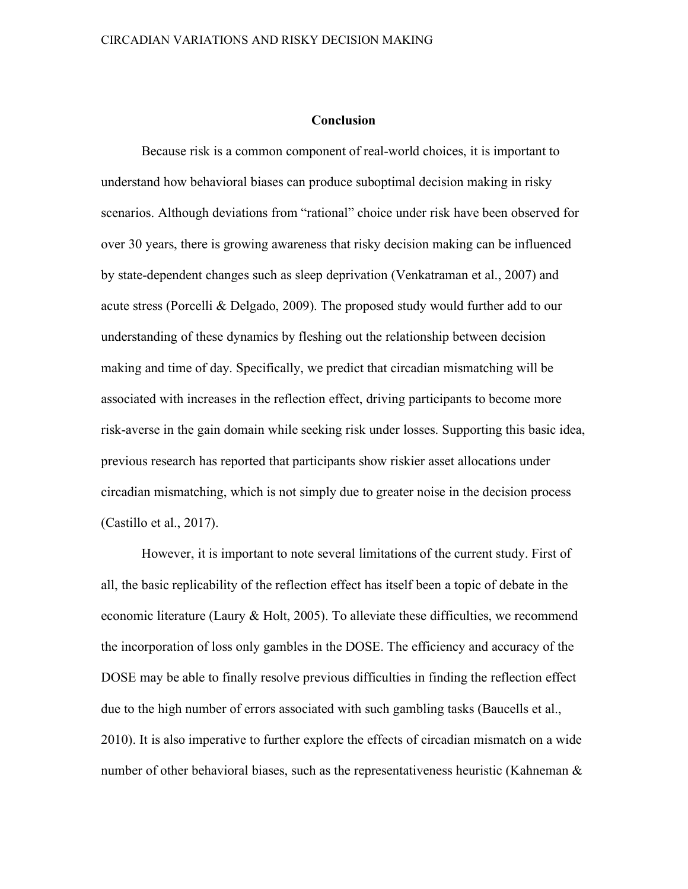## Conclusion

Because risk is a common component of real-world choices, it is important to understand how behavioral biases can produce suboptimal decision making in risky scenarios. Although deviations from "rational" choice under risk have been observed for over 30 years, there is growing awareness that risky decision making can be influenced by state-dependent changes such as sleep deprivation (Venkatraman et al., 2007) and acute stress (Porcelli & Delgado, 2009). The proposed study would further add to our understanding of these dynamics by fleshing out the relationship between decision making and time of day. Specifically, we predict that circadian mismatching will be associated with increases in the reflection effect, driving participants to become more risk-averse in the gain domain while seeking risk under losses. Supporting this basic idea, previous research has reported that participants show riskier asset allocations under circadian mismatching, which is not simply due to greater noise in the decision process (Castillo et al., 2017).

However, it is important to note several limitations of the current study. First of all, the basic replicability of the reflection effect has itself been a topic of debate in the economic literature (Laury & Holt, 2005). To alleviate these difficulties, we recommend the incorporation of loss only gambles in the DOSE. The efficiency and accuracy of the DOSE may be able to finally resolve previous difficulties in finding the reflection effect due to the high number of errors associated with such gambling tasks (Baucells et al., 2010). It is also imperative to further explore the effects of circadian mismatch on a wide number of other behavioral biases, such as the representativeness heuristic (Kahneman &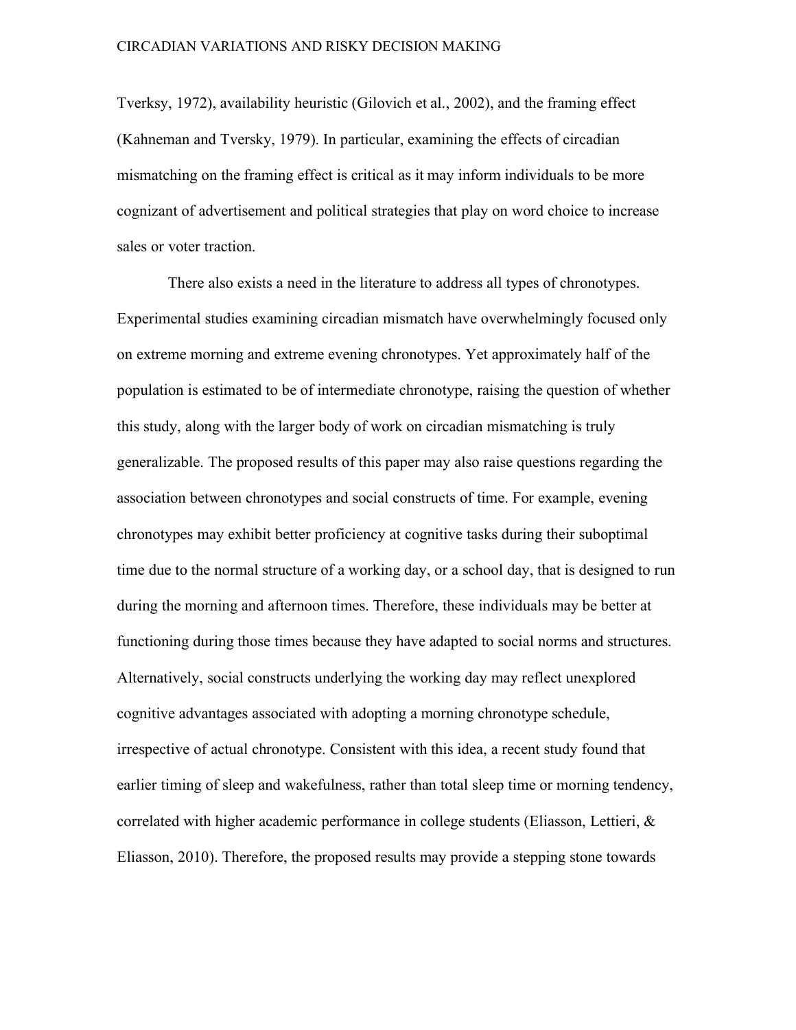Tverksy, 1972), availability heuristic (Gilovich et al., 2002), and the framing effect (Kahneman and Tversky, 1979). In particular, examining the effects of circadian mismatching on the framing effect is critical as it may inform individuals to be more cognizant of advertisement and political strategies that play on word choice to increase sales or voter traction.

There also exists a need in the literature to address all types of chronotypes. Experimental studies examining circadian mismatch have overwhelmingly focused only on extreme morning and extreme evening chronotypes. Yet approximately half of the population is estimated to be of intermediate chronotype, raising the question of whether this study, along with the larger body of work on circadian mismatching is truly generalizable. The proposed results of this paper may also raise questions regarding the association between chronotypes and social constructs of time. For example, evening chronotypes may exhibit better proficiency at cognitive tasks during their suboptimal time due to the normal structure of a working day, or a school day, that is designed to run during the morning and afternoon times. Therefore, these individuals may be better at functioning during those times because they have adapted to social norms and structures. Alternatively, social constructs underlying the working day may reflect unexplored cognitive advantages associated with adopting a morning chronotype schedule, irrespective of actual chronotype. Consistent with this idea, a recent study found that earlier timing of sleep and wakefulness, rather than total sleep time or morning tendency, correlated with higher academic performance in college students (Eliasson, Lettieri, & Eliasson, 2010). Therefore, the proposed results may provide a stepping stone towards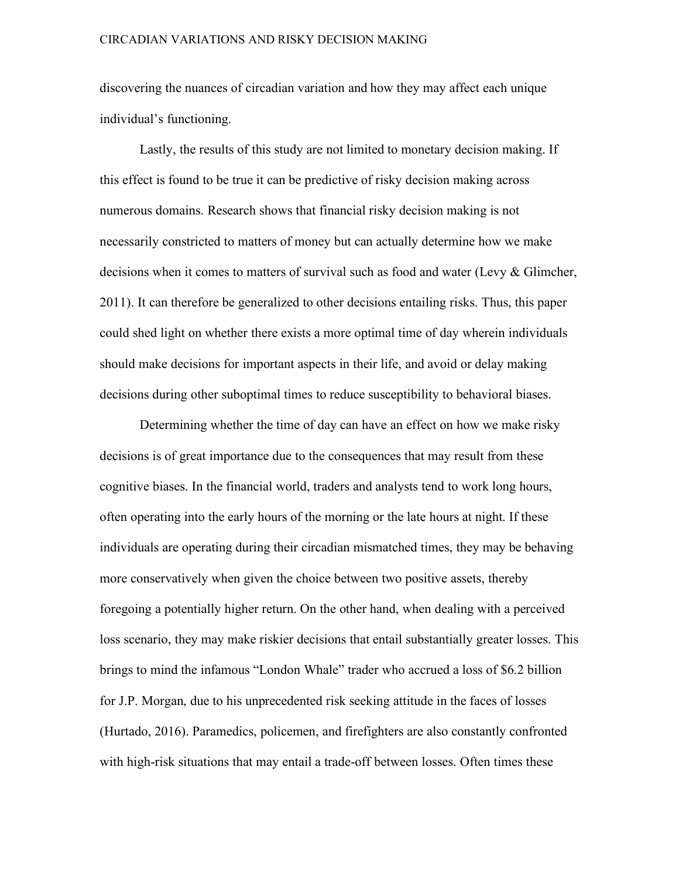discovering the nuances of circadian variation and how they may affect each unique individual's functioning.

Lastly, the results of this study are not limited to monetary decision making. If this effect is found to be true it can be predictive of risky decision making across numerous domains. Research shows that financial risky decision making is not necessarily constricted to matters of money but can actually determine how we make decisions when it comes to matters of survival such as food and water (Levy & Glimcher, 2011). It can therefore be generalized to other decisions entailing risks. Thus, this paper could shed light on whether there exists a more optimal time of day wherein individuals should make decisions for important aspects in their life, and avoid or delay making decisions during other suboptimal times to reduce susceptibility to behavioral biases.

Determining whether the time of day can have an effect on how we make risky decisions is of great importance due to the consequences that may result from these cognitive biases. In the financial world, traders and analysts tend to work long hours, often operating into the early hours of the morning or the late hours at night. If these individuals are operating during their circadian mismatched times, they may be behaving more conservatively when given the choice between two positive assets, thereby foregoing a potentially higher return. On the other hand, when dealing with a perceived loss scenario, they may make riskier decisions that entail substantially greater losses. This brings to mind the infamous "London Whale" trader who accrued a loss of $6.2 billion for J.P. Morgan, due to his unprecedented risk seeking attitude in the faces of losses (Hurtado, 2016). Paramedics, policemen, and firefighters are also constantly confronted with high-risk situations that may entail a trade-off between losses. Often times these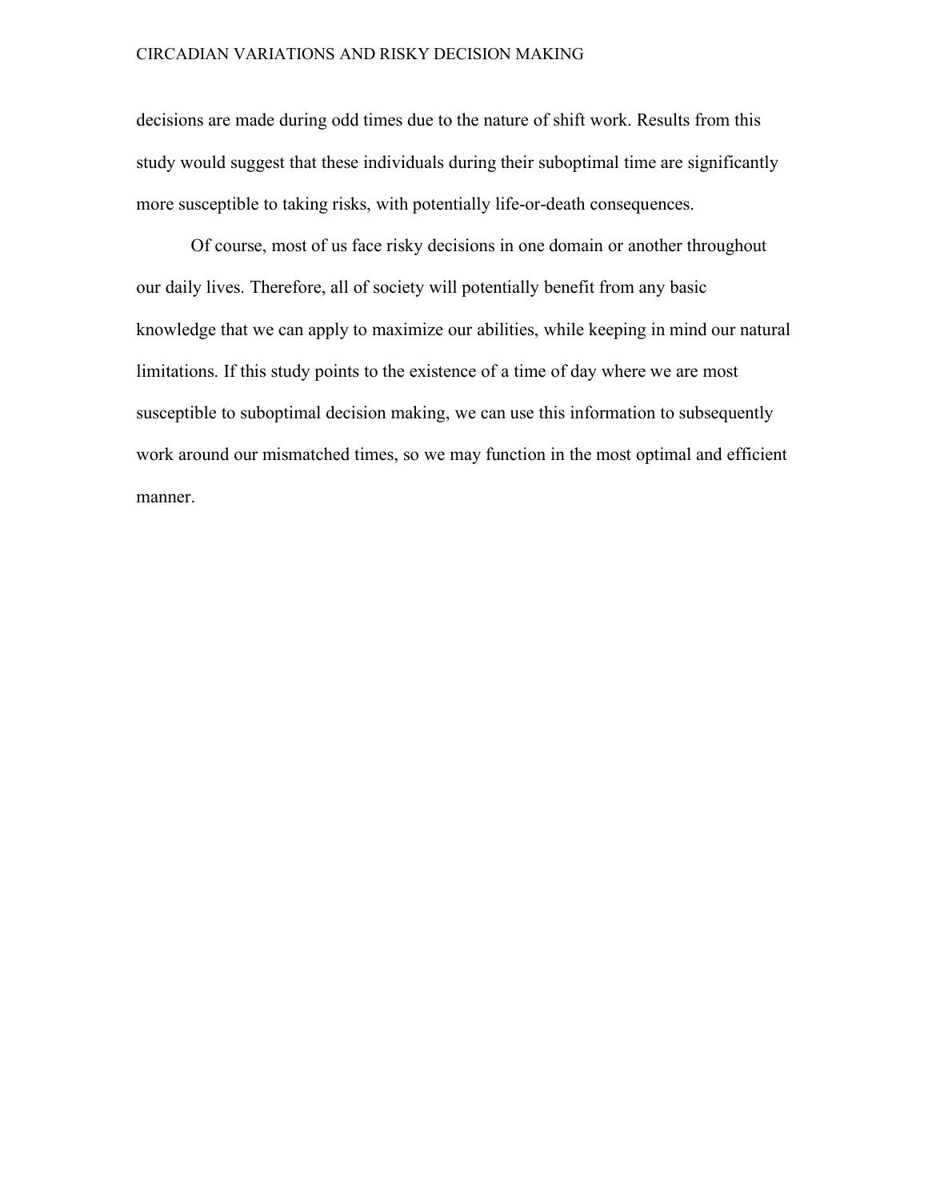decisions are made during odd times due to the nature of shift work. Results from this study would suggest that these individuals during their suboptimal time are significantly more susceptible to taking risks, with potentially life-or-death consequences.

Of course, most of us face risky decisions in one domain or another throughout our daily lives. Therefore, all of society will potentially benefit from any basic knowledge that we can apply to maximize our abilities, while keeping in mind our natural limitations. If this study points to the existence of a time of day where we are most susceptible to suboptimal decision making, we can use this information to subsequently work around our mismatched times, so we may function in the most optimal and efficient manner.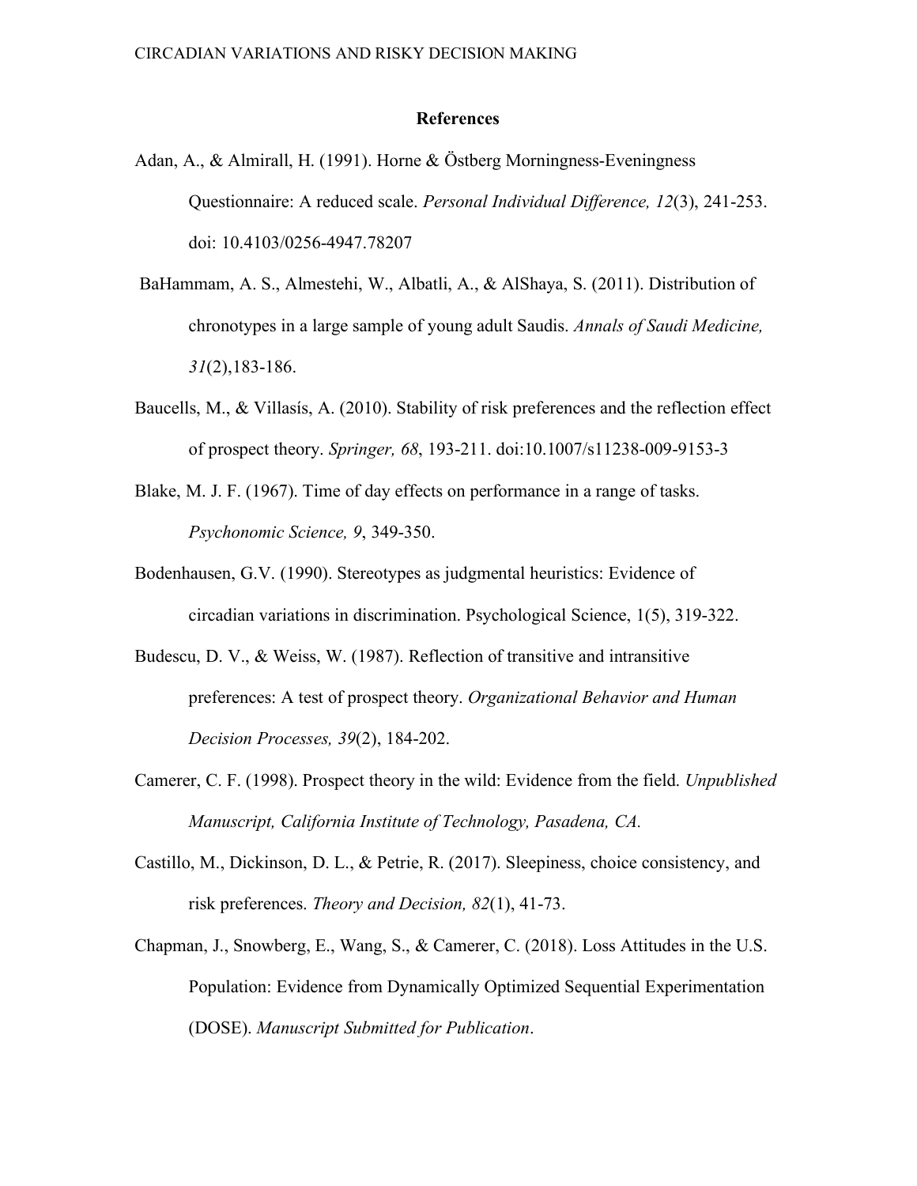# References

Adan, A., & Almirall, H. (1991). Horne & Östberg Morningness-Eveningness Questionnaire: A reduced scale. *Personal Individual Difference, 12*(3), 241-253. doi: 10.4103/0256-4947.78207

BaHammam, A. S., Almestehi, W., Albatli, A., & AlShaya, S. (2011). Distribution of chronotypes in a large sample of young adult Saudis. *Annals of Saudi Medicine, 31*(2),183-186.

Baucells, M., & Villasís, A. (2010). Stability of risk preferences and the reflection effect of prospect theory. *Springer, 68*, 193-211. doi:10.1007/s11238-009-9153-3

Blake, M. J. F. (1967). Time of day effects on performance in a range of tasks. *Psychonomic Science, 9*, 349-350.

Bodenhausen, G.V. (1990). Stereotypes as judgmental heuristics: Evidence of circadian variations in discrimination. Psychological Science, 1(5), 319-322.

Budescu, D. V., & Weiss, W. (1987). Reflection of transitive and intransitive preferences: A test of prospect theory. *Organizational Behavior and Human Decision Processes, 39*(2), 184-202.

Camerer, C. F. (1998). Prospect theory in the wild: Evidence from the field. *Unpublished Manuscript, California Institute of Technology, Pasadena, CA.*

Castillo, M., Dickinson, D. L., & Petrie, R. (2017). Sleepiness, choice consistency, and risk preferences. *Theory and Decision, 82*(1), 41-73.

Chapman, J., Snowberg, E., Wang, S., & Camerer, C. (2018). Loss Attitudes in the U.S. Population: Evidence from Dynamically Optimized Sequential Experimentation (DOSE). *Manuscript Submitted for Publication*.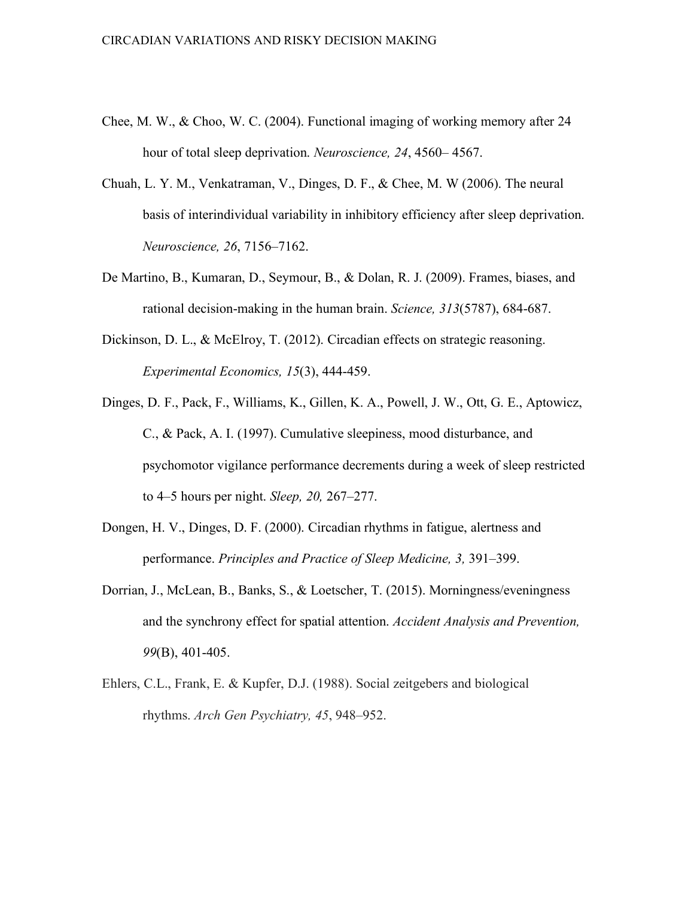Chee, M. W., & Choo, W. C. (2004). Functional imaging of working memory after 24 hour of total sleep deprivation. *Neuroscience, 24*, 4560– 4567.

Chuah, L. Y. M., Venkatraman, V., Dinges, D. F., & Chee, M. W (2006). The neural basis of interindividual variability in inhibitory efficiency after sleep deprivation. *Neuroscience, 26*, 7156–7162.

De Martino, B., Kumaran, D., Seymour, B., & Dolan, R. J. (2009). Frames, biases, and rational decision-making in the human brain. *Science, 313*(5787), 684-687.

Dickinson, D. L., & McElroy, T. (2012). Circadian effects on strategic reasoning. *Experimental Economics, 15*(3), 444-459.

Dinges, D. F., Pack, F., Williams, K., Gillen, K. A., Powell, J. W., Ott, G. E., Aptowicz, C., & Pack, A. I. (1997). Cumulative sleepiness, mood disturbance, and psychomotor vigilance performance decrements during a week of sleep restricted to 4–5 hours per night. *Sleep, 20,* 267–277.

Dongen, H. V., Dinges, D. F. (2000). Circadian rhythms in fatigue, alertness and performance. *Principles and Practice of Sleep Medicine, 3,* 391–399.

Dorrian, J., McLean, B., Banks, S., & Loetscher, T. (2015). Morningness/eveningness and the synchrony effect for spatial attention. *Accident Analysis and Prevention, 99*(B), 401-405.

Ehlers, C.L., Frank, E. & Kupfer, D.J. (1988). Social zeitgebers and biological rhythms. *Arch Gen Psychiatry, 45*, 948–952.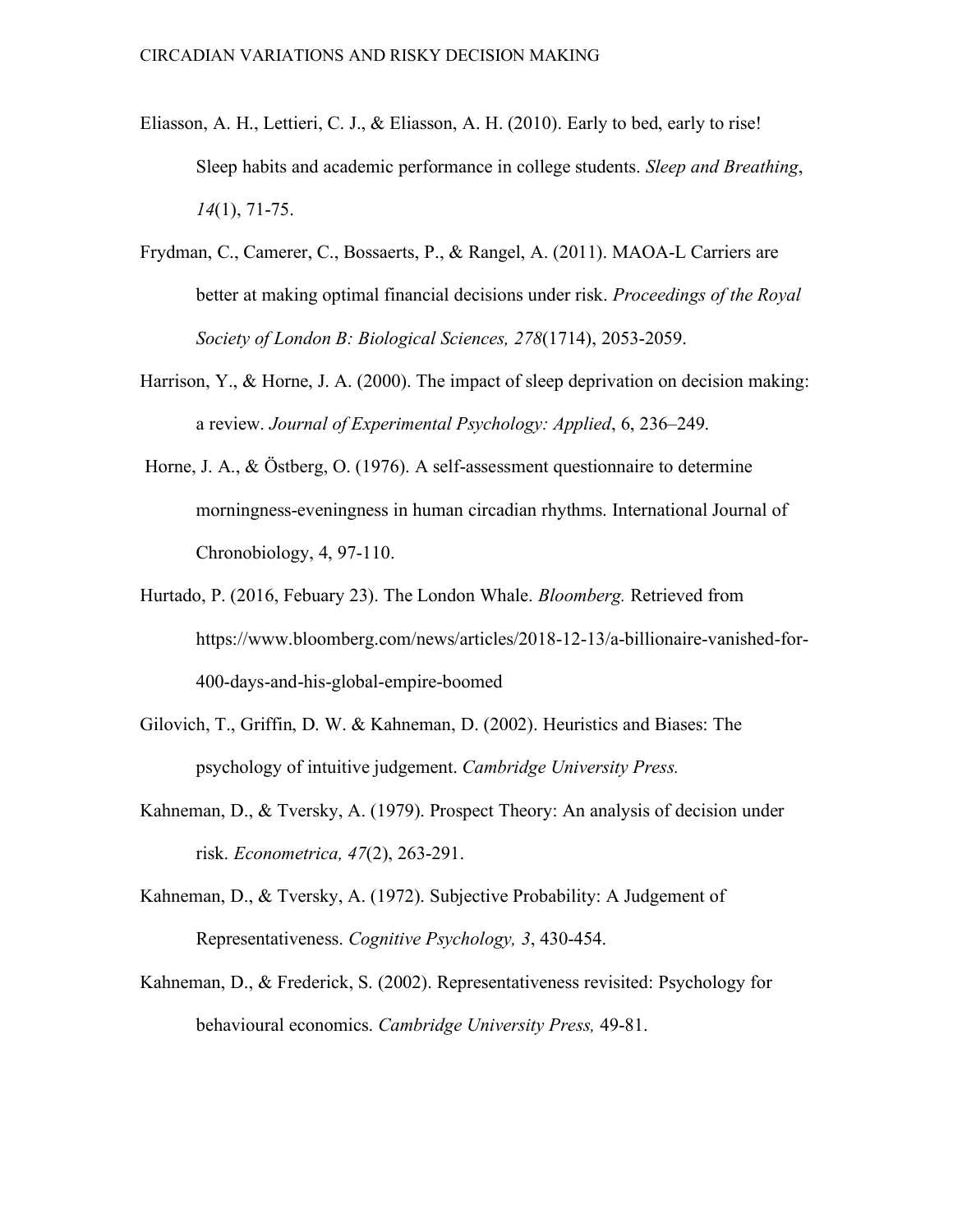Eliasson, A. H., Lettieri, C. J., & Eliasson, A. H. (2010). Early to bed, early to rise! Sleep habits and academic performance in college students. *Sleep and Breathing*, *14*(1), 71-75.

Frydman, C., Camerer, C., Bossaerts, P., & Rangel, A. (2011). MAOA-L Carriers are better at making optimal financial decisions under risk. *Proceedings of the Royal Society of London B: Biological Sciences, 278*(1714), 2053-2059.

Harrison, Y., & Horne, J. A. (2000). The impact of sleep deprivation on decision making: a review. *Journal of Experimental Psychology: Applied*, 6, 236–249.

Horne, J. A., & Östberg, O. (1976). A self-assessment questionnaire to determine morningness-eveningness in human circadian rhythms. International Journal of Chronobiology, 4, 97-110.

Hurtado, P. (2016, Febuary 23). The London Whale. *Bloomberg.* Retrieved from https://www.bloomberg.com/news/articles/2018-12-13/a-billionaire-vanished-for-400-days-and-his-global-empire-boomed

Gilovich, T., Griffin, D. W. & Kahneman, D. (2002). Heuristics and Biases: The psychology of intuitive judgement. *Cambridge University Press.*

Kahneman, D., & Tversky, A. (1979). Prospect Theory: An analysis of decision under risk. *Econometrica, 47*(2), 263-291.

Kahneman, D., & Tversky, A. (1972). Subjective Probability: A Judgement of Representativeness. *Cognitive Psychology, 3*, 430-454.

Kahneman, D., & Frederick, S. (2002). Representativeness revisited: Psychology for behavioural economics. *Cambridge University Press,* 49-81.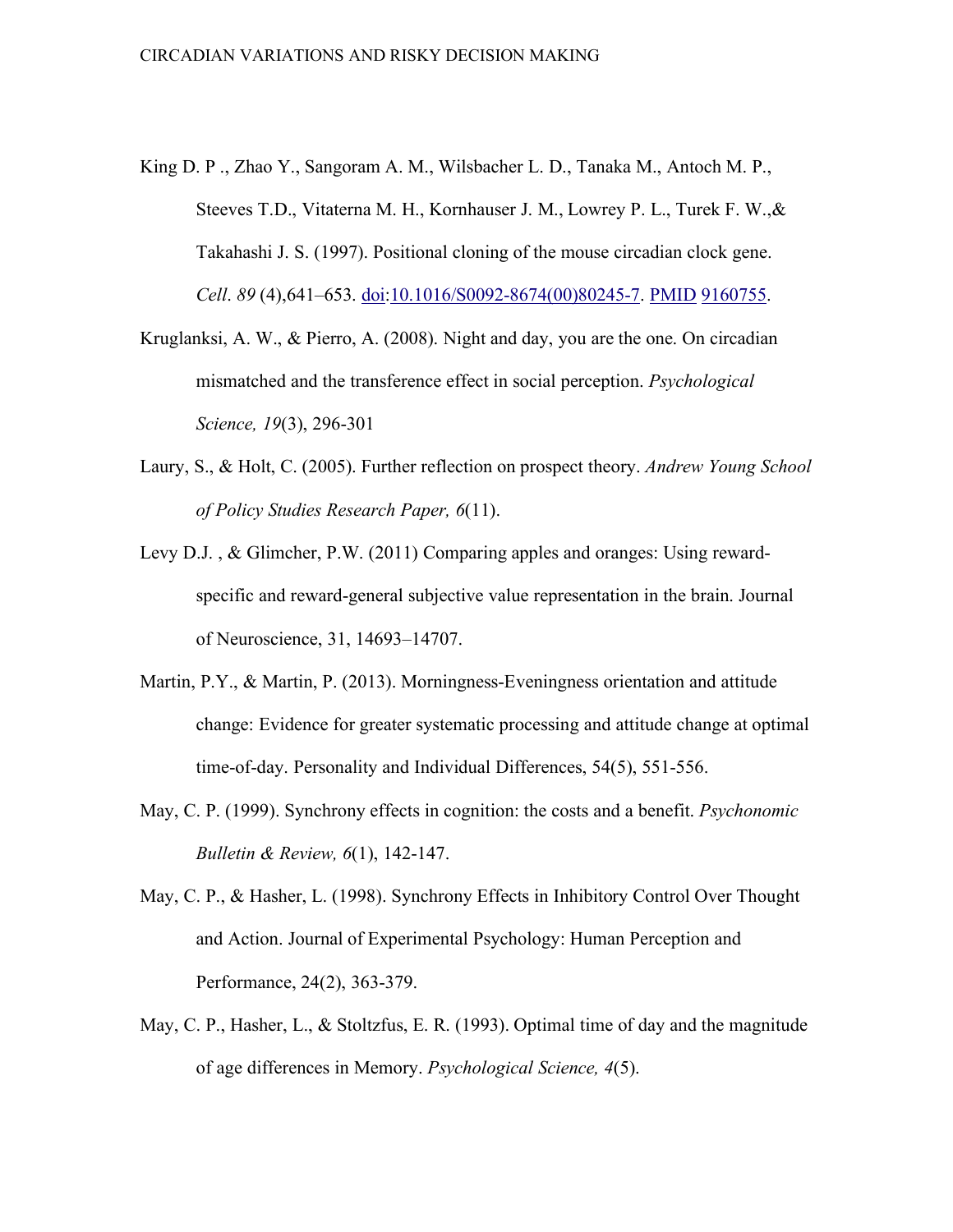King D. P ., Zhao Y., Sangoram A. M., Wilsbacher L. D., Tanaka M., Antoch M. P., Steeves T.D., Vitaterna M. H., Kornhauser J. M., Lowrey P. L., Turek F. W.,& Takahashi J. S. (1997). Positional cloning of the mouse circadian clock gene. *Cell*. *89* (4),641–653. doi:10.1016/S0092-8674(00)80245-7. PMID 9160755.

Kruglanksi, A. W., & Pierro, A. (2008). Night and day, you are the one. On circadian mismatched and the transference effect in social perception. *Psychological Science, 19*(3), 296-301

Laury, S., & Holt, C. (2005). Further reflection on prospect theory. *Andrew Young School of Policy Studies Research Paper, 6*(11).

Levy D.J. , & Glimcher, P.W. (2011) Comparing apples and oranges: Using reward-specific and reward-general subjective value representation in the brain. Journal of Neuroscience, 31, 14693–14707.

Martin, P.Y., & Martin, P. (2013). Morningness-Eveningness orientation and attitude change: Evidence for greater systematic processing and attitude change at optimal time-of-day. Personality and Individual Differences, 54(5), 551-556.

May, C. P. (1999). Synchrony effects in cognition: the costs and a benefit. *Psychonomic Bulletin & Review, 6*(1), 142-147.

May, C. P., & Hasher, L. (1998). Synchrony Effects in Inhibitory Control Over Thought and Action. Journal of Experimental Psychology: Human Perception and Performance, 24(2), 363-379.

May, C. P., Hasher, L., & Stoltzfus, E. R. (1993). Optimal time of day and the magnitude of age differences in Memory. *Psychological Science, 4*(5).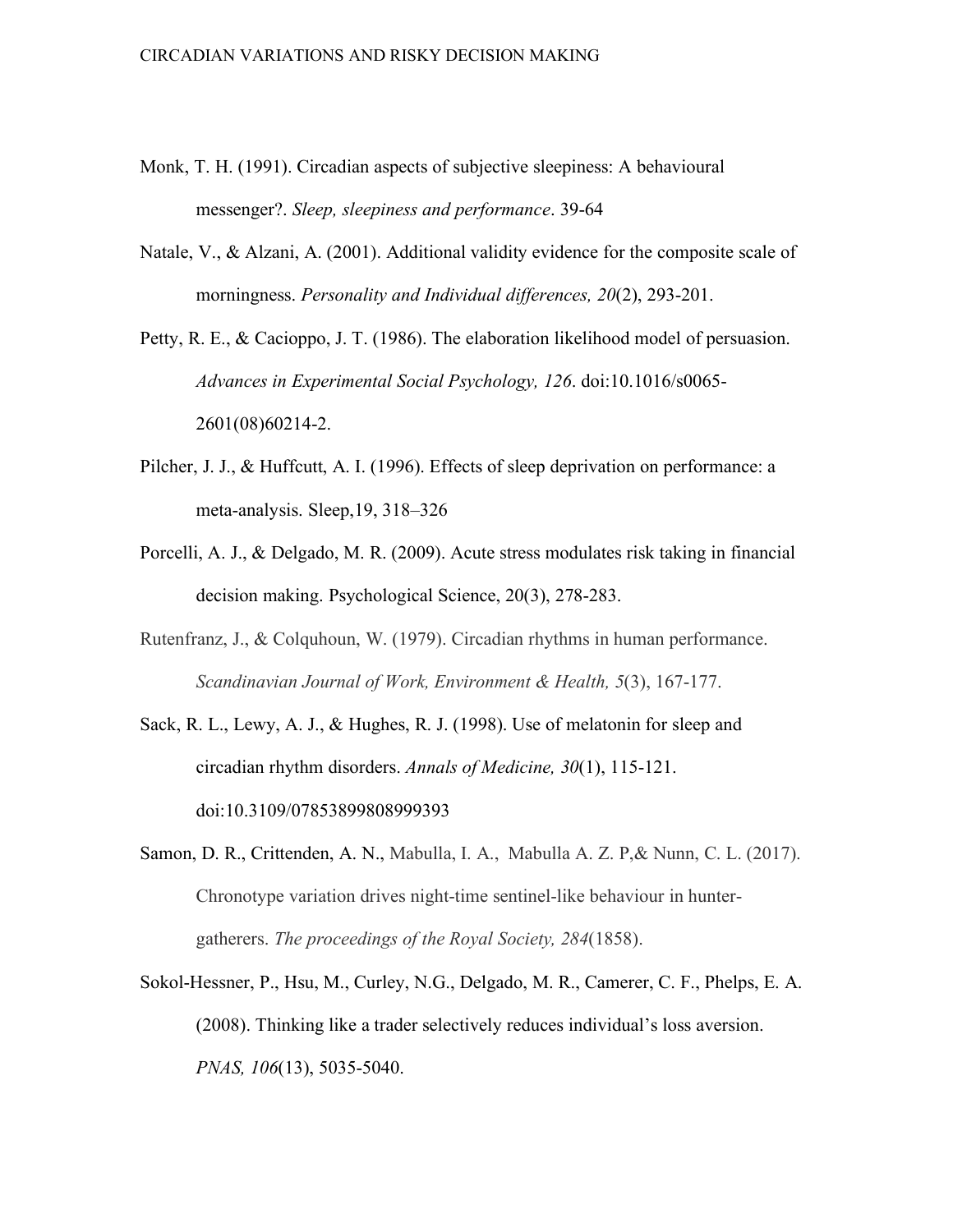Monk, T. H. (1991). Circadian aspects of subjective sleepiness: A behavioural messenger?. *Sleep, sleepiness and performance*. 39-64

Natale, V., & Alzani, A. (2001). Additional validity evidence for the composite scale of morningness. *Personality and Individual differences, 20*(2), 293-201.

Petty, R. E., & Cacioppo, J. T. (1986). The elaboration likelihood model of persuasion. *Advances in Experimental Social Psychology, 126*. doi:10.1016/s0065-2601(08)60214-2.

Pilcher, J. J., & Huffcutt, A. I. (1996). Effects of sleep deprivation on performance: a meta-analysis. Sleep,19, 318–326

Porcelli, A. J., & Delgado, M. R. (2009). Acute stress modulates risk taking in financial decision making. Psychological Science, 20(3), 278-283.

Rutenfranz, J., & Colquhoun, W. (1979). Circadian rhythms in human performance. *Scandinavian Journal of Work, Environment & Health, 5*(3), 167-177.

Sack, R. L., Lewy, A. J., & Hughes, R. J. (1998). Use of melatonin for sleep and circadian rhythm disorders. *Annals of Medicine, 30*(1), 115-121. doi:10.3109/07853899808999393

Samon, D. R., Crittenden, A. N., Mabulla, I. A., Mabulla A. Z. P,& Nunn, C. L. (2017). Chronotype variation drives night-time sentinel-like behaviour in hunter-gatherers. *The proceedings of the Royal Society, 284*(1858).

Sokol-Hessner, P., Hsu, M., Curley, N.G., Delgado, M. R., Camerer, C. F., Phelps, E. A. (2008). Thinking like a trader selectively reduces individual's loss aversion. *PNAS, 106*(13), 5035-5040.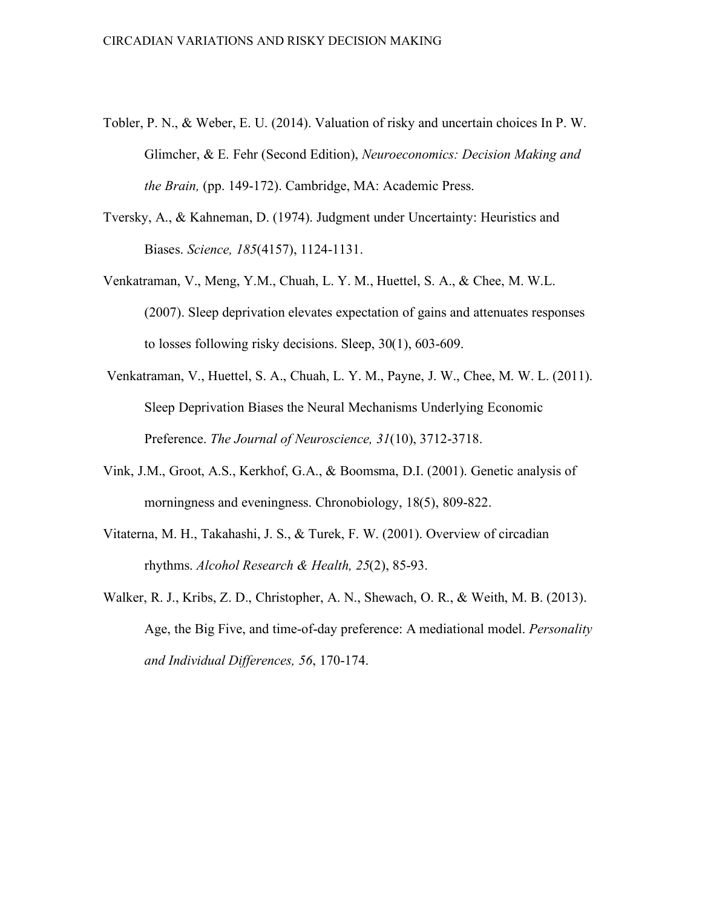Tobler, P. N., & Weber, E. U. (2014). Valuation of risky and uncertain choices In P. W. Glimcher, & E. Fehr (Second Edition), *Neuroeconomics: Decision Making and the Brain,* (pp. 149-172). Cambridge, MA: Academic Press.

Tversky, A., & Kahneman, D. (1974). Judgment under Uncertainty: Heuristics and Biases. *Science, 185*(4157), 1124-1131.

Venkatraman, V., Meng, Y.M., Chuah, L. Y. M., Huettel, S. A., & Chee, M. W.L. (2007). Sleep deprivation elevates expectation of gains and attenuates responses to losses following risky decisions. Sleep, 30(1), 603-609.

Venkatraman, V., Huettel, S. A., Chuah, L. Y. M., Payne, J. W., Chee, M. W. L. (2011). Sleep Deprivation Biases the Neural Mechanisms Underlying Economic Preference. *The Journal of Neuroscience, 31*(10), 3712-3718.

Vink, J.M., Groot, A.S., Kerkhof, G.A., & Boomsma, D.I. (2001). Genetic analysis of morningness and eveningness. Chronobiology, 18(5), 809-822.

Vitaterna, M. H., Takahashi, J. S., & Turek, F. W. (2001). Overview of circadian rhythms. *Alcohol Research & Health, 25*(2), 85-93.

Walker, R. J., Kribs, Z. D., Christopher, A. N., Shewach, O. R., & Weith, M. B. (2013). Age, the Big Five, and time-of-day preference: A mediational model. *Personality and Individual Differences, 56*, 170-174.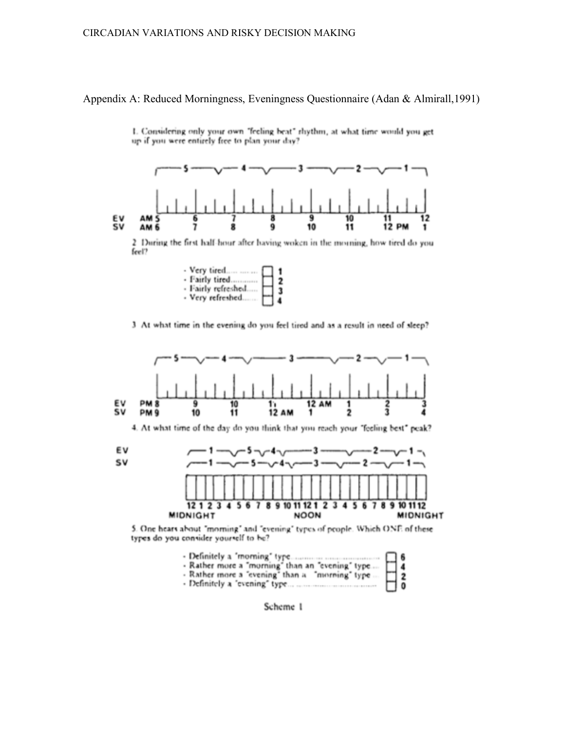Appendix A: Reduced Morningness, Eveningness Questionnaire (Adan & Almirall,1991)

1. Considering only your own "feeling best" rhythm, at what time would you get up if you were entirely free to plan your day?

| | 5 | | 4 | | 3 | | 2 | | 1 | |
|---|---|---|---|---|---|---|---|---|---|---|
| EV | AM 5 | 6 | 7 | 8 | 9 | 10 | 11 | 12 | | |
| SV | AM 6 | 7 | 8 | 9 | 10 | 11 | 12 PM | 1 | | |

2. During the first half-hour after having woken in the morning, how tired do you feel?

- Very tired........ 1
- Fairly tired........ 2
- Fairly refreshed..... 3
- Very refreshed...... 4

3. At what time in the evening do you feel tired and as a result in need of sleep?

| | 5 | | 4 | | 3 | | 2 | | 1 | |
|---|---|---|---|---|---|---|---|---|---|---|
| EV | PM 8 | 9 | 10 | 11 | 12 AM | 1 | 2 | 3 | | |
| SV | PM 9 | 10 | 11 | 12 AM | 1 | 2 | 3 | 4 | | |

4. At what time of the day do you think that you reach your "feeling best" peak?

EV: 1 — 5 — 4 — 3 — 2 — 1

SV: 1 — 5 — 4 — 3 — 2 — 1

12 1 2 3 4 5 6 7 8 9 10 11 12 1 2 3 4 5 6 7 8 9 10 11 12

MIDNIGHT NOON MIDNIGHT

5. One hears about "morning" and "evening" types of people. Which ONE of these types do you consider yourself to be?

- Definitely a "morning" type........ 6
- Rather more a "morning" than an "evening" type.... 4
- Rather more a "evening" than a "morning" type.... 2
- Definitely a "evening" type........ 0

Scheme 1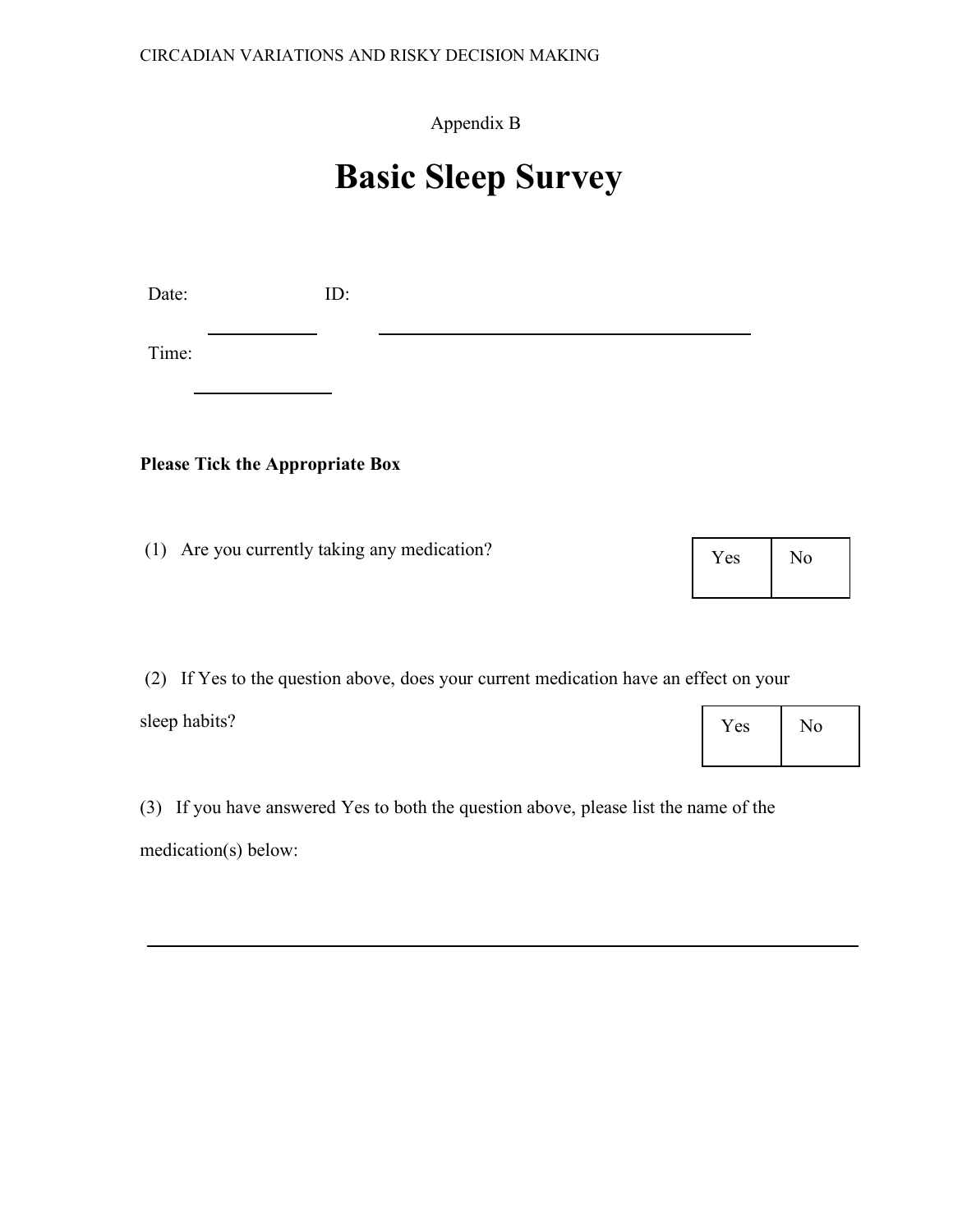Appendix B

# Basic Sleep Survey

Date: ____________ ID: ________________________________________

Time: ______________

**Please Tick the Appropriate Box**

(1) Are you currently taking any medication?

| Yes | No |
| --- | --- |
| | |

(2) If Yes to the question above, does your current medication have an effect on your sleep habits?

| Yes | No |
| --- | --- |
| | |

(3) If you have answered Yes to both the question above, please list the name of the medication(s) below:

________________________________________________________________________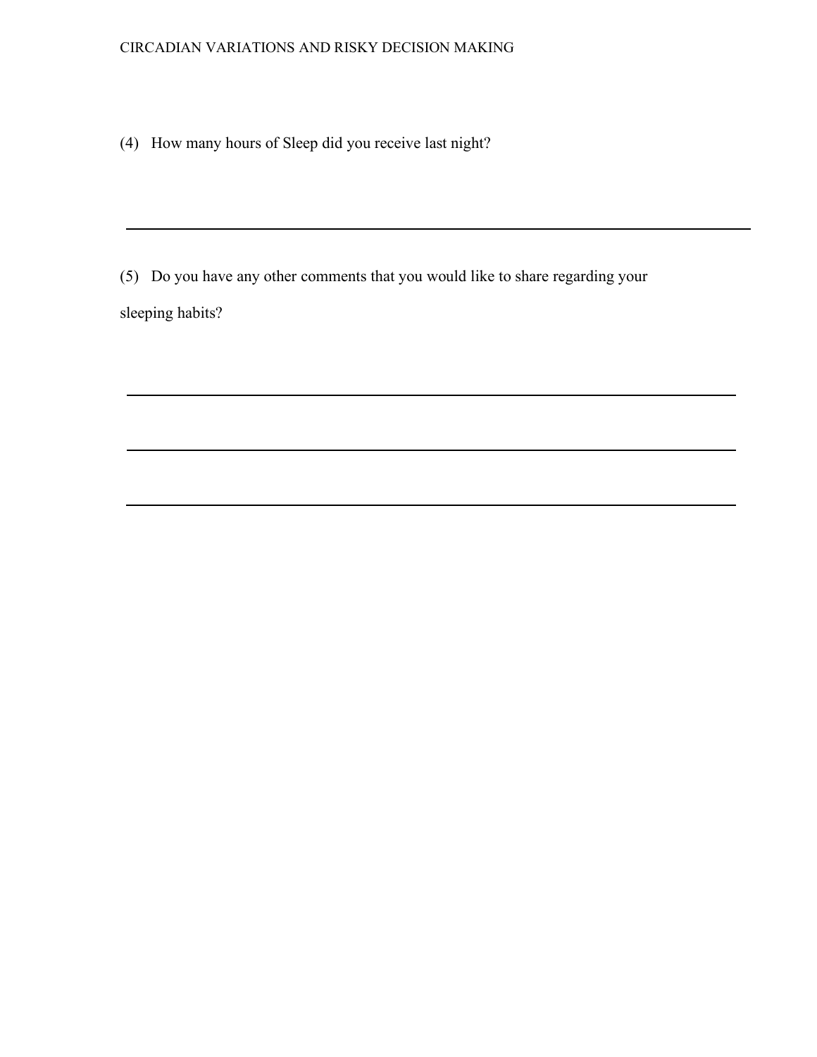(4) How many hours of Sleep did you receive last night?

---

(5) Do you have any other comments that you would like to share regarding your sleeping habits?

---

---

---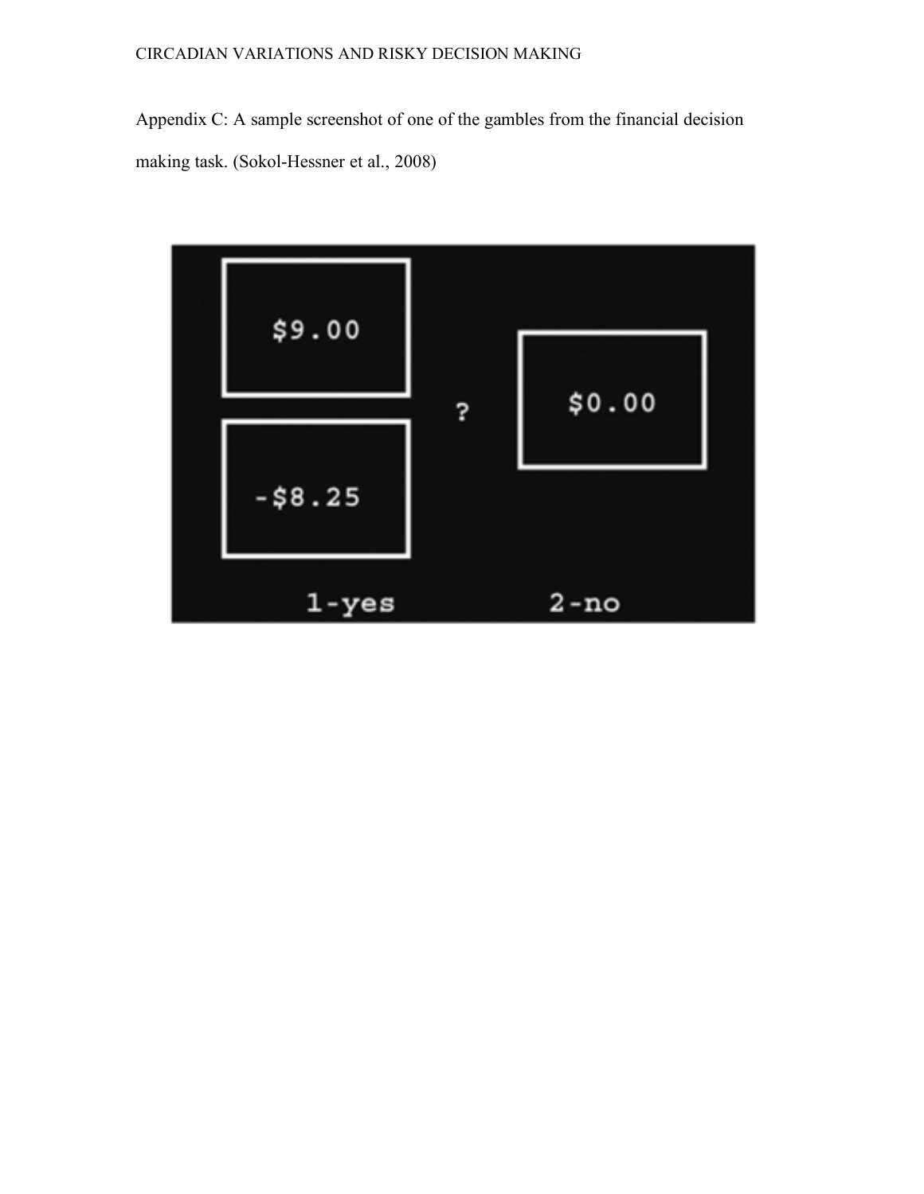Appendix C: A sample screenshot of one of the gambles from the financial decision making task. (Sokol-Hessner et al., 2008)

$9.00

-$8.25

?

$0.00

1-yes

2-no